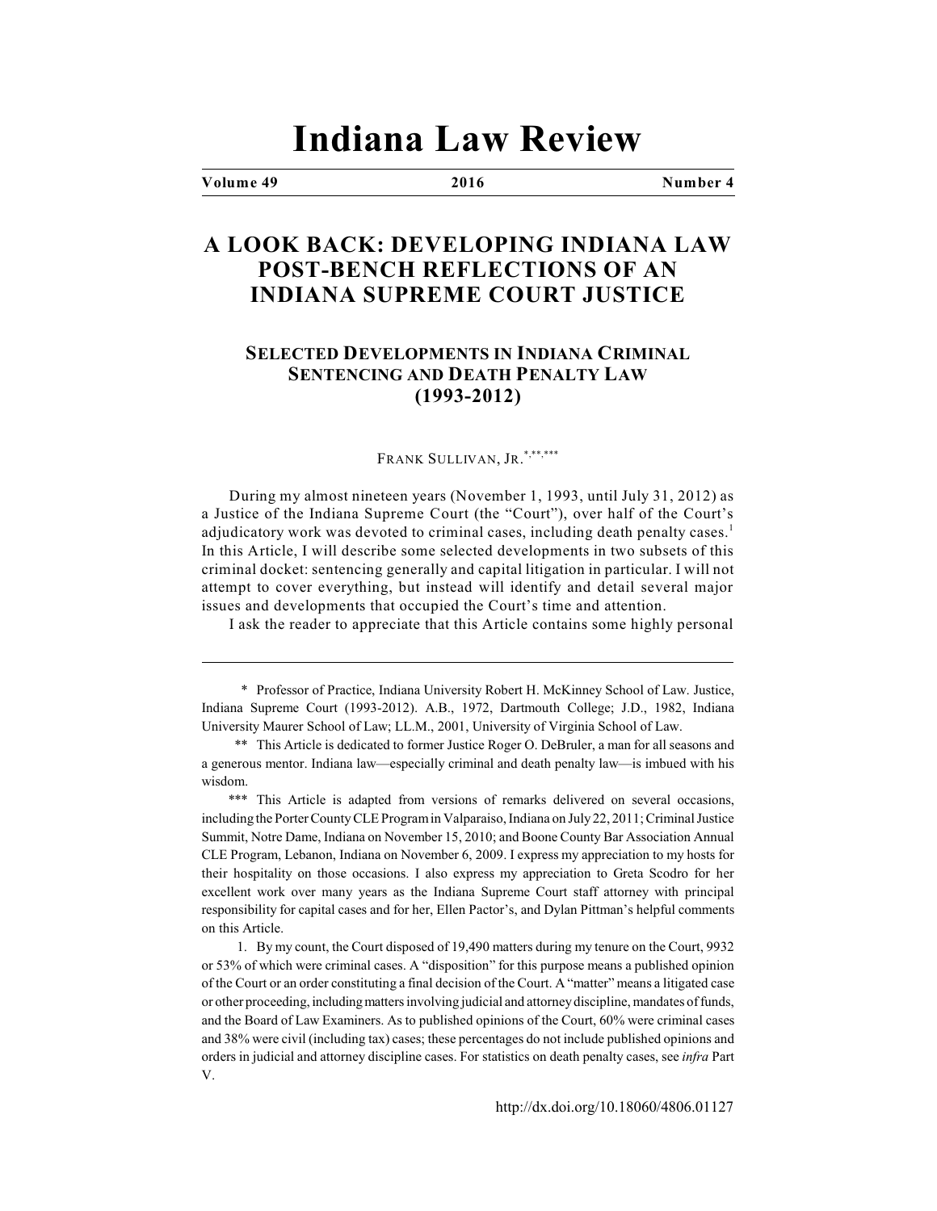# Indiana Law Review

**Volume 49 | 2016 | Number 4**

## A LOOK BACK: DEVELOPING INDIANA LAW POST-BENCH REFLECTIONS OF AN INDIANA SUPREME COURT JUSTICE

### SELECTED DEVELOPMENTS IN INDIANA CRIMINAL SENTENCING AND DEATH PENALTY LAW (1993-2012)

FRANK SULLIVAN, JR.[*,**,***]

During my almost nineteen years (November 1, 1993, until July 31, 2012) as a Justice of the Indiana Supreme Court (the "Court"), over half of the Court's adjudicatory work was devoted to criminal cases, including death penalty cases.[1] In this Article, I will describe some selected developments in two subsets of this criminal docket: sentencing generally and capital litigation in particular. I will not attempt to cover everything, but instead will identify and detail several major issues and developments that occupied the Court's time and attention.

I ask the reader to appreciate that this Article contains some highly personal

---

\* Professor of Practice, Indiana University Robert H. McKinney School of Law. Justice, Indiana Supreme Court (1993-2012). A.B., 1972, Dartmouth College; J.D., 1982, Indiana University Maurer School of Law; LL.M., 2001, University of Virginia School of Law.

\*\* This Article is dedicated to former Justice Roger O. DeBruler, a man for all seasons and a generous mentor. Indiana law—especially criminal and death penalty law—is imbued with his wisdom.

\*\*\* This Article is adapted from versions of remarks delivered on several occasions, including the Porter County CLE Program in Valparaiso, Indiana on July 22, 2011; Criminal Justice Summit, Notre Dame, Indiana on November 15, 2010; and Boone County Bar Association Annual CLE Program, Lebanon, Indiana on November 6, 2009. I express my appreciation to my hosts for their hospitality on those occasions. I also express my appreciation to Greta Scodro for her excellent work over many years as the Indiana Supreme Court staff attorney with principal responsibility for capital cases and for her, Ellen Pactor's, and Dylan Pittman's helpful comments on this Article.

1. By my count, the Court disposed of 19,490 matters during my tenure on the Court, 9932 or 53% of which were criminal cases. A "disposition" for this purpose means a published opinion of the Court or an order constituting a final decision of the Court. A "matter" means a litigated case or other proceeding, including matters involving judicial and attorney discipline, mandates of funds, and the Board of Law Examiners. As to published opinions of the Court, 60% were criminal cases and 38% were civil (including tax) cases; these percentages do not include published opinions and orders in judicial and attorney discipline cases. For statistics on death penalty cases, see *infra* Part V.

http://dx.doi.org/10.18060/4806.01127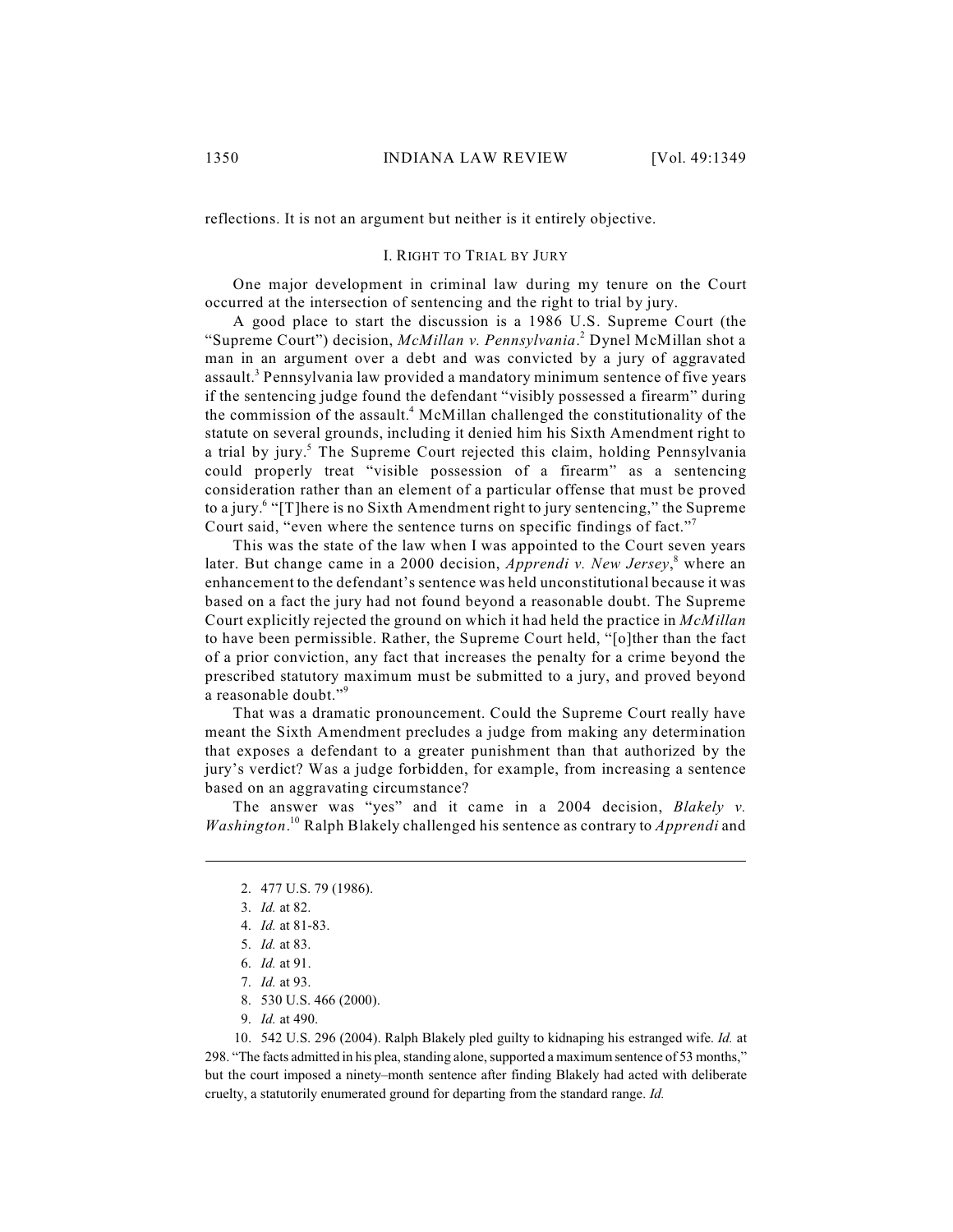reflections. It is not an argument but neither is it entirely objective.

## I. Right to Trial by Jury

One major development in criminal law during my tenure on the Court occurred at the intersection of sentencing and the right to trial by jury.

A good place to start the discussion is a 1986 U.S. Supreme Court (the "Supreme Court") decision, *McMillan v. Pennsylvania*.[2] Dynel McMillan shot a man in an argument over a debt and was convicted by a jury of aggravated assault.[3] Pennsylvania law provided a mandatory minimum sentence of five years if the sentencing judge found the defendant "visibly possessed a firearm" during the commission of the assault.[4] McMillan challenged the constitutionality of the statute on several grounds, including it denied him his Sixth Amendment right to a trial by jury.[5] The Supreme Court rejected this claim, holding Pennsylvania could properly treat "visible possession of a firearm" as a sentencing consideration rather than an element of a particular offense that must be proved to a jury.[6] "[T]here is no Sixth Amendment right to jury sentencing," the Supreme Court said, "even where the sentence turns on specific findings of fact."[7]

This was the state of the law when I was appointed to the Court seven years later. But change came in a 2000 decision, *Apprendi v. New Jersey*,[8] where an enhancement to the defendant's sentence was held unconstitutional because it was based on a fact the jury had not found beyond a reasonable doubt. The Supreme Court explicitly rejected the ground on which it had held the practice in *McMillan* to have been permissible. Rather, the Supreme Court held, "[o]ther than the fact of a prior conviction, any fact that increases the penalty for a crime beyond the prescribed statutory maximum must be submitted to a jury, and proved beyond a reasonable doubt."[9]

That was a dramatic pronouncement. Could the Supreme Court really have meant the Sixth Amendment precludes a judge from making any determination that exposes a defendant to a greater punishment than that authorized by the jury's verdict? Was a judge forbidden, for example, from increasing a sentence based on an aggravating circumstance?

The answer was "yes" and it came in a 2004 decision, *Blakely v. Washington*.[10] Ralph Blakely challenged his sentence as contrary to *Apprendi* and

---

2. 477 U.S. 79 (1986).
3. *Id.* at 82.
4. *Id.* at 81-83.
5. *Id.* at 83.
6. *Id.* at 91.
7. *Id.* at 93.
8. 530 U.S. 466 (2000).
9. *Id.* at 490.
10. 542 U.S. 296 (2004). Ralph Blakely pled guilty to kidnaping his estranged wife. *Id.* at 298. "The facts admitted in his plea, standing alone, supported a maximum sentence of 53 months," but the court imposed a ninety–month sentence after finding Blakely had acted with deliberate cruelty, a statutorily enumerated ground for departing from the standard range. *Id.*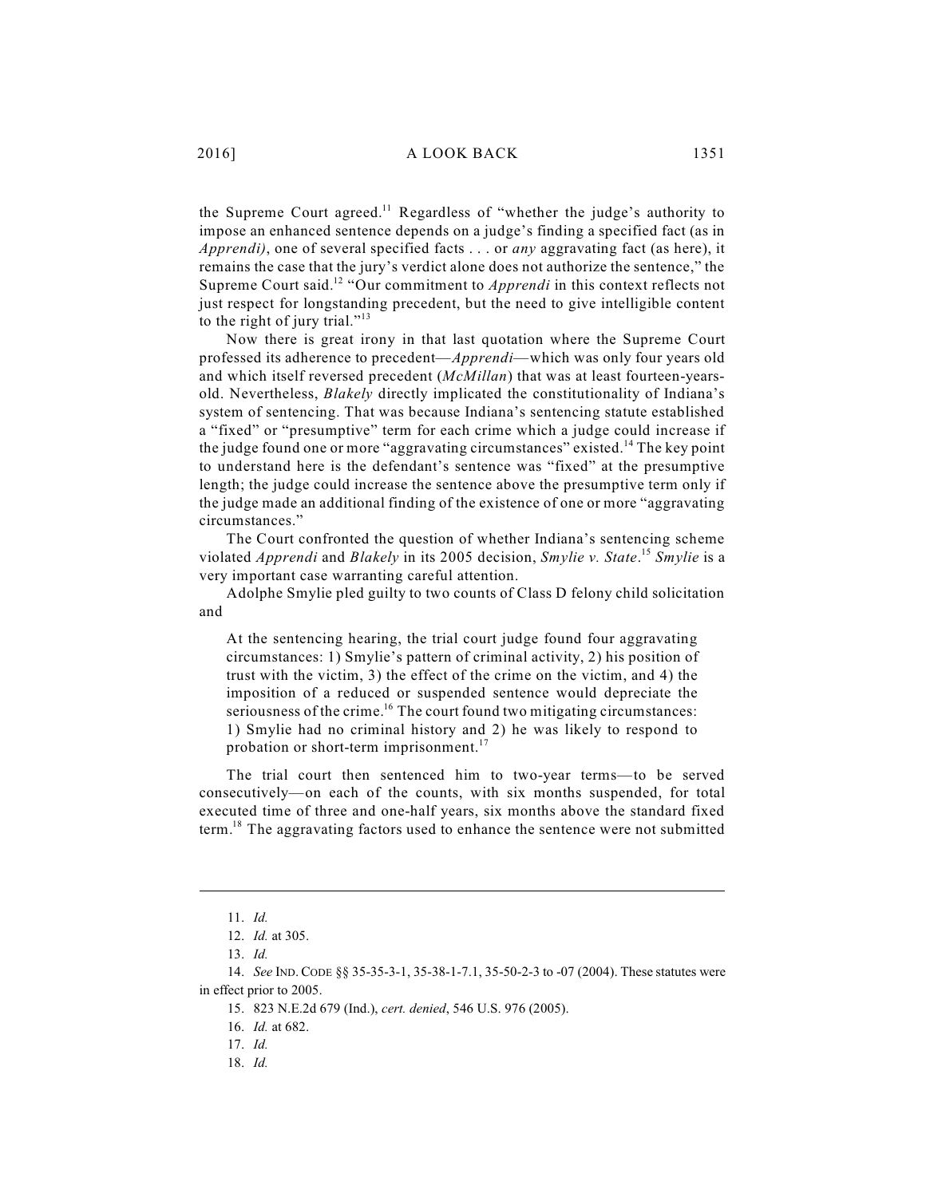the Supreme Court agreed.[11] Regardless of "whether the judge's authority to impose an enhanced sentence depends on a judge's finding a specified fact (as in *Apprendi)*, one of several specified facts . . . or *any* aggravating fact (as here), it remains the case that the jury's verdict alone does not authorize the sentence," the Supreme Court said.[12] "Our commitment to *Apprendi* in this context reflects not just respect for longstanding precedent, but the need to give intelligible content to the right of jury trial."[13]

Now there is great irony in that last quotation where the Supreme Court professed its adherence to precedent—*Apprendi*—which was only four years old and which itself reversed precedent (*McMillan*) that was at least fourteen-years-old. Nevertheless, *Blakely* directly implicated the constitutionality of Indiana's system of sentencing. That was because Indiana's sentencing statute established a "fixed" or "presumptive" term for each crime which a judge could increase if the judge found one or more "aggravating circumstances" existed.[14] The key point to understand here is the defendant's sentence was "fixed" at the presumptive length; the judge could increase the sentence above the presumptive term only if the judge made an additional finding of the existence of one or more "aggravating circumstances."

The Court confronted the question of whether Indiana's sentencing scheme violated *Apprendi* and *Blakely* in its 2005 decision, *Smylie v. State*.[15] *Smylie* is a very important case warranting careful attention.

Adolphe Smylie pled guilty to two counts of Class D felony child solicitation and

> At the sentencing hearing, the trial court judge found four aggravating circumstances: 1) Smylie's pattern of criminal activity, 2) his position of trust with the victim, 3) the effect of the crime on the victim, and 4) the imposition of a reduced or suspended sentence would depreciate the seriousness of the crime.[16] The court found two mitigating circumstances: 1) Smylie had no criminal history and 2) he was likely to respond to probation or short-term imprisonment.[17]

The trial court then sentenced him to two-year terms—to be served consecutively—on each of the counts, with six months suspended, for total executed time of three and one-half years, six months above the standard fixed term.[18] The aggravating factors used to enhance the sentence were not submitted

---

11. *Id.*
12. *Id.* at 305.
13. *Id.*
14. *See* IND. CODE §§ 35-35-3-1, 35-38-1-7.1, 35-50-2-3 to -07 (2004). These statutes were in effect prior to 2005.
15. 823 N.E.2d 679 (Ind.), *cert. denied*, 546 U.S. 976 (2005).
16. *Id.* at 682.
17. *Id.*
18. *Id.*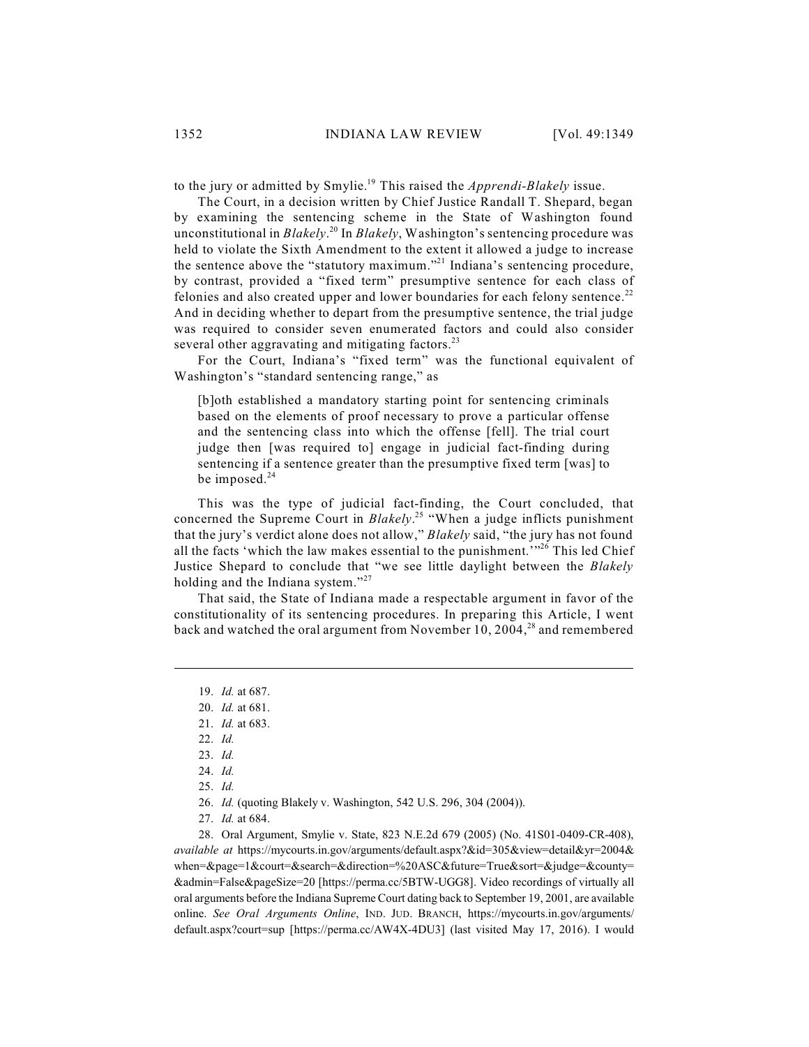to the jury or admitted by Smylie.[19] This raised the *Apprendi-Blakely* issue.

The Court, in a decision written by Chief Justice Randall T. Shepard, began by examining the sentencing scheme in the State of Washington found unconstitutional in *Blakely*.[20] In *Blakely*, Washington's sentencing procedure was held to violate the Sixth Amendment to the extent it allowed a judge to increase the sentence above the "statutory maximum."[21] Indiana's sentencing procedure, by contrast, provided a "fixed term" presumptive sentence for each class of felonies and also created upper and lower boundaries for each felony sentence.[22] And in deciding whether to depart from the presumptive sentence, the trial judge was required to consider seven enumerated factors and could also consider several other aggravating and mitigating factors.[23]

For the Court, Indiana's "fixed term" was the functional equivalent of Washington's "standard sentencing range," as

> [b]oth established a mandatory starting point for sentencing criminals based on the elements of proof necessary to prove a particular offense and the sentencing class into which the offense [fell]. The trial court judge then [was required to] engage in judicial fact-finding during sentencing if a sentence greater than the presumptive fixed term [was] to be imposed.[24]

This was the type of judicial fact-finding, the Court concluded, that concerned the Supreme Court in *Blakely*.[25] "When a judge inflicts punishment that the jury's verdict alone does not allow," *Blakely* said, "the jury has not found all the facts 'which the law makes essential to the punishment.'"[26] This led Chief Justice Shepard to conclude that "we see little daylight between the *Blakely* holding and the Indiana system."[27]

That said, the State of Indiana made a respectable argument in favor of the constitutionality of its sentencing procedures. In preparing this Article, I went back and watched the oral argument from November 10, 2004,[28] and remembered

---

19. *Id.* at 687.

20. *Id.* at 681.

21. *Id.* at 683.

22. *Id.*

23. *Id.*

24. *Id.*

25. *Id.*

26. *Id.* (quoting Blakely v. Washington, 542 U.S. 296, 304 (2004)).

27. *Id.* at 684.

28. Oral Argument, Smylie v. State, 823 N.E.2d 679 (2005) (No. 41S01-0409-CR-408), *available at* https://mycourts.in.gov/arguments/default.aspx?&id=305&view=detail&yr=2004&when=&page=1&court=&search=&direction=%20ASC&future=True&sort=&judge=&county=&admin=False&pageSize=20 [https://perma.cc/5BTW-UGG8]. Video recordings of virtually all oral arguments before the Indiana Supreme Court dating back to September 19, 2001, are available online. *See Oral Arguments Online*, IND. JUD. BRANCH, https://mycourts.in.gov/arguments/default.aspx?court=sup [https://perma.cc/AW4X-4DU3] (last visited May 17, 2016). I would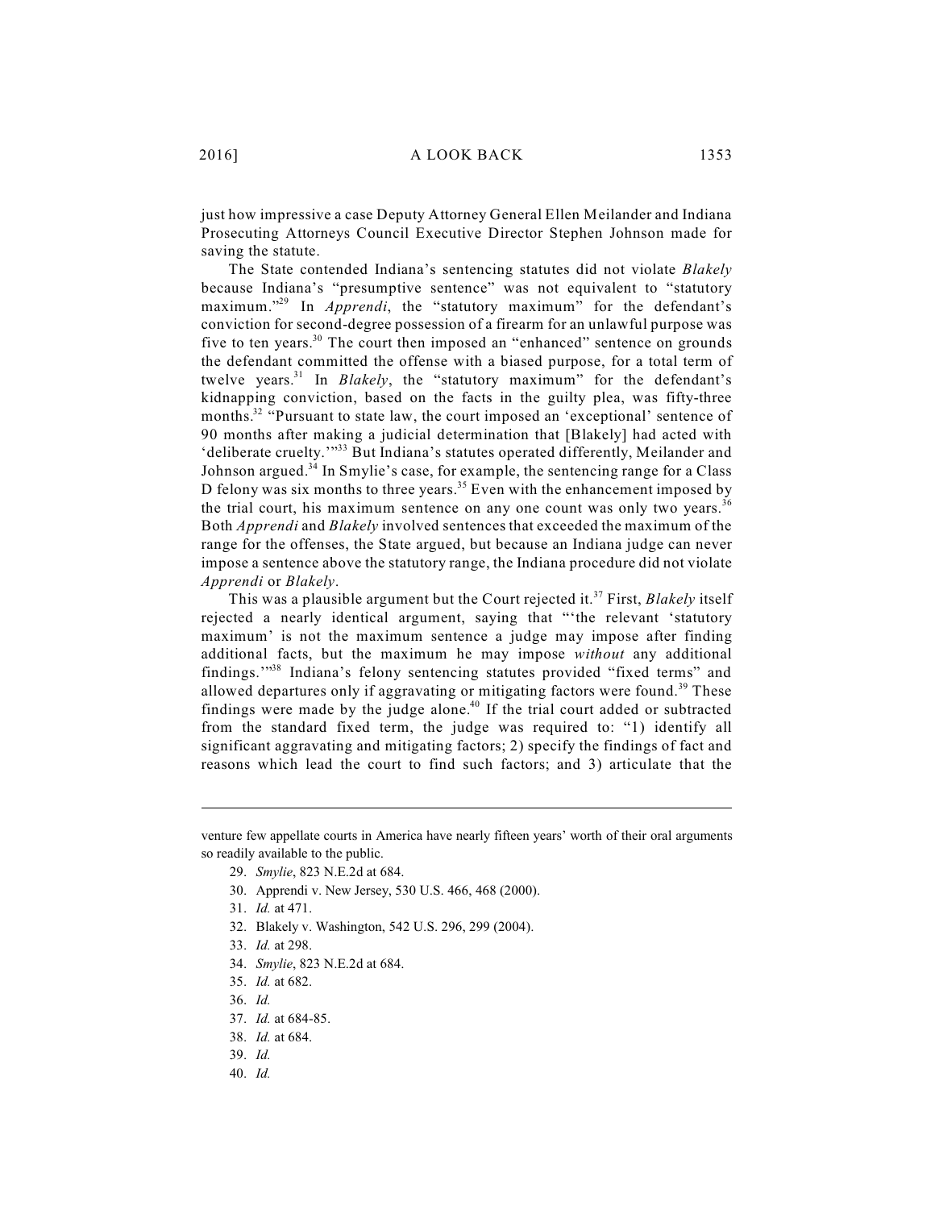just how impressive a case Deputy Attorney General Ellen Meilander and Indiana Prosecuting Attorneys Council Executive Director Stephen Johnson made for saving the statute.

The State contended Indiana's sentencing statutes did not violate *Blakely* because Indiana's "presumptive sentence" was not equivalent to "statutory maximum."[29] In *Apprendi*, the "statutory maximum" for the defendant's conviction for second-degree possession of a firearm for an unlawful purpose was five to ten years.[30] The court then imposed an "enhanced" sentence on grounds the defendant committed the offense with a biased purpose, for a total term of twelve years.[31] In *Blakely*, the "statutory maximum" for the defendant's kidnapping conviction, based on the facts in the guilty plea, was fifty-three months.[32] "Pursuant to state law, the court imposed an 'exceptional' sentence of 90 months after making a judicial determination that [Blakely] had acted with 'deliberate cruelty.'"[33] But Indiana's statutes operated differently, Meilander and Johnson argued.[34] In Smylie's case, for example, the sentencing range for a Class D felony was six months to three years.[35] Even with the enhancement imposed by the trial court, his maximum sentence on any one count was only two years.[36] Both *Apprendi* and *Blakely* involved sentences that exceeded the maximum of the range for the offenses, the State argued, but because an Indiana judge can never impose a sentence above the statutory range, the Indiana procedure did not violate *Apprendi* or *Blakely*.

This was a plausible argument but the Court rejected it.[37] First, *Blakely* itself rejected a nearly identical argument, saying that "'the relevant 'statutory maximum' is not the maximum sentence a judge may impose after finding additional facts, but the maximum he may impose *without* any additional findings.'"[38] Indiana's felony sentencing statutes provided "fixed terms" and allowed departures only if aggravating or mitigating factors were found.[39] These findings were made by the judge alone.[40] If the trial court added or subtracted from the standard fixed term, the judge was required to: "1) identify all significant aggravating and mitigating factors; 2) specify the findings of fact and reasons which lead the court to find such factors; and 3) articulate that the

---

venture few appellate courts in America have nearly fifteen years' worth of their oral arguments so readily available to the public.

29. *Smylie*, 823 N.E.2d at 684.
30. Apprendi v. New Jersey, 530 U.S. 466, 468 (2000).
31. *Id.* at 471.
32. Blakely v. Washington, 542 U.S. 296, 299 (2004).
33. *Id.* at 298.
34. *Smylie*, 823 N.E.2d at 684.
35. *Id.* at 682.
36. *Id.*
37. *Id.* at 684-85.
38. *Id.* at 684.
39. *Id.*
40. *Id.*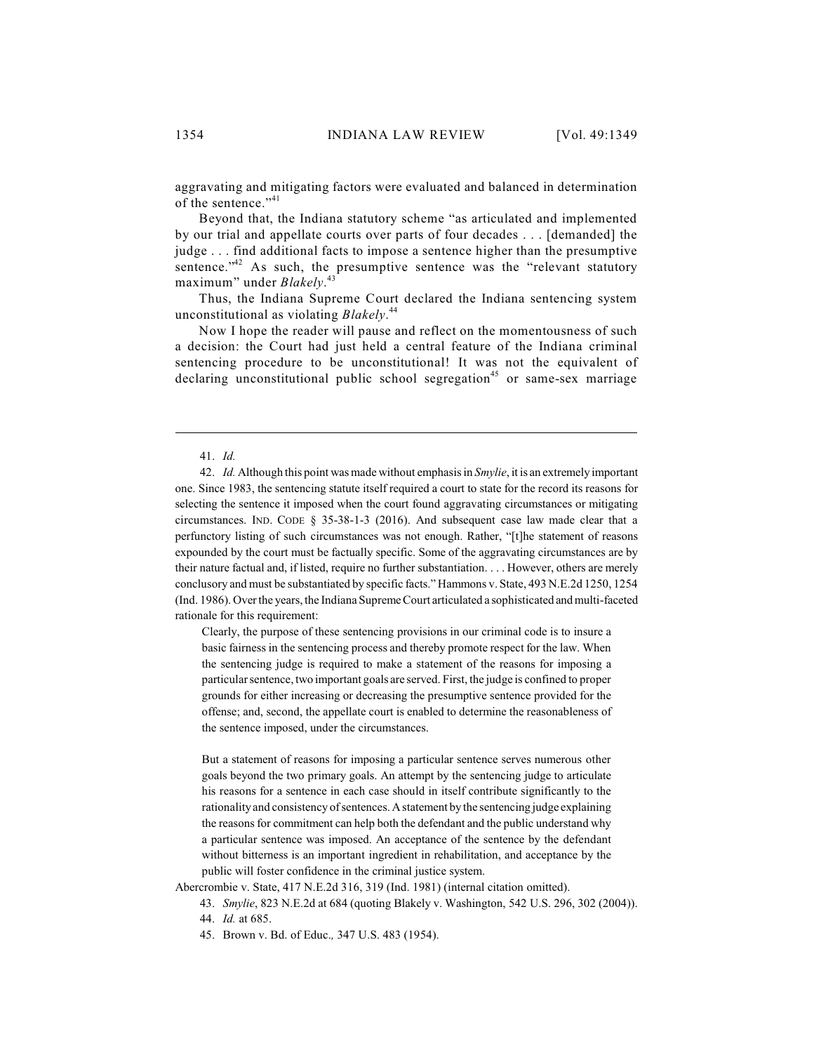aggravating and mitigating factors were evaluated and balanced in determination of the sentence."[41]

Beyond that, the Indiana statutory scheme "as articulated and implemented by our trial and appellate courts over parts of four decades . . . [demanded] the judge . . . find additional facts to impose a sentence higher than the presumptive sentence."[42] As such, the presumptive sentence was the "relevant statutory maximum" under *Blakely*.[43]

Thus, the Indiana Supreme Court declared the Indiana sentencing system unconstitutional as violating *Blakely*.[44]

Now I hope the reader will pause and reflect on the momentousness of such a decision: the Court had just held a central feature of the Indiana criminal sentencing procedure to be unconstitutional! It was not the equivalent of declaring unconstitutional public school segregation[45] or same-sex marriage

---

41. *Id.*

42. *Id.* Although this point was made without emphasis in *Smylie*, it is an extremely important one. Since 1983, the sentencing statute itself required a court to state for the record its reasons for selecting the sentence it imposed when the court found aggravating circumstances or mitigating circumstances. IND. CODE § 35-38-1-3 (2016). And subsequent case law made clear that a perfunctory listing of such circumstances was not enough. Rather, "[t]he statement of reasons expounded by the court must be factually specific. Some of the aggravating circumstances are by their nature factual and, if listed, require no further substantiation. . . . However, others are merely conclusory and must be substantiated by specific facts." Hammons v. State, 493 N.E.2d 1250, 1254 (Ind. 1986). Over the years, the Indiana Supreme Court articulated a sophisticated and multi-faceted rationale for this requirement:

> Clearly, the purpose of these sentencing provisions in our criminal code is to insure a basic fairness in the sentencing process and thereby promote respect for the law. When the sentencing judge is required to make a statement of the reasons for imposing a particular sentence, two important goals are served. First, the judge is confined to proper grounds for either increasing or decreasing the presumptive sentence provided for the offense; and, second, the appellate court is enabled to determine the reasonableness of the sentence imposed, under the circumstances.
>
> But a statement of reasons for imposing a particular sentence serves numerous other goals beyond the two primary goals. An attempt by the sentencing judge to articulate his reasons for a sentence in each case should in itself contribute significantly to the rationality and consistency of sentences. A statement by the sentencing judge explaining the reasons for commitment can help both the defendant and the public understand why a particular sentence was imposed. An acceptance of the sentence by the defendant without bitterness is an important ingredient in rehabilitation, and acceptance by the public will foster confidence in the criminal justice system.

Abercrombie v. State, 417 N.E.2d 316, 319 (Ind. 1981) (internal citation omitted).

43. *Smylie*, 823 N.E.2d at 684 (quoting Blakely v. Washington, 542 U.S. 296, 302 (2004)).

44. *Id.* at 685.

45. Brown v. Bd. of Educ., 347 U.S. 483 (1954).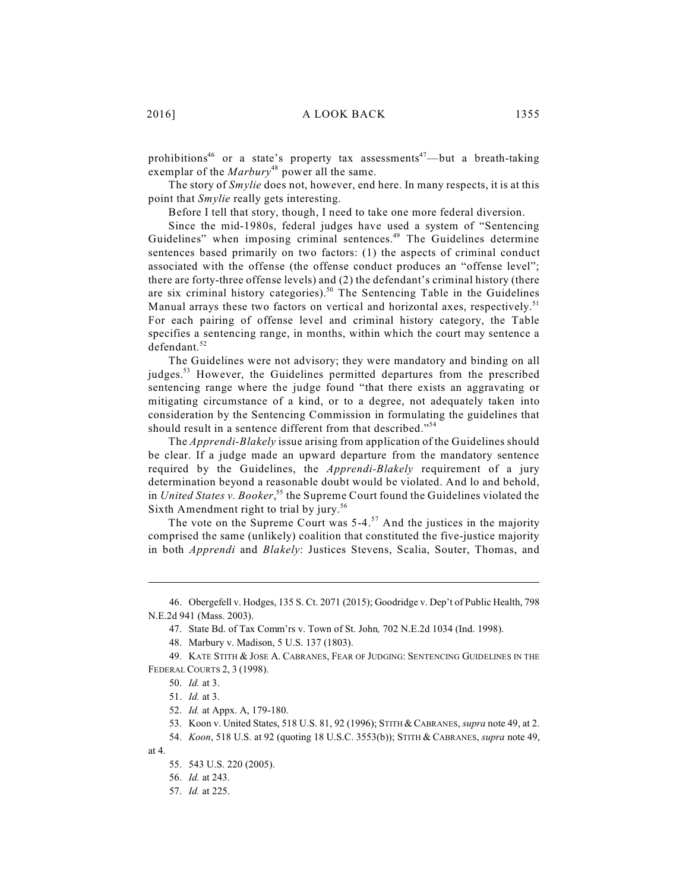prohibitions[46] or a state's property tax assessments[47]—but a breath-taking exemplar of the *Marbury*[48] power all the same.

The story of *Smylie* does not, however, end here. In many respects, it is at this point that *Smylie* really gets interesting.

Before I tell that story, though, I need to take one more federal diversion.

Since the mid-1980s, federal judges have used a system of "Sentencing Guidelines" when imposing criminal sentences.[49] The Guidelines determine sentences based primarily on two factors: (1) the aspects of criminal conduct associated with the offense (the offense conduct produces an "offense level"; there are forty-three offense levels) and (2) the defendant's criminal history (there are six criminal history categories).[50] The Sentencing Table in the Guidelines Manual arrays these two factors on vertical and horizontal axes, respectively.[51] For each pairing of offense level and criminal history category, the Table specifies a sentencing range, in months, within which the court may sentence a defendant.[52]

The Guidelines were not advisory; they were mandatory and binding on all judges.[53] However, the Guidelines permitted departures from the prescribed sentencing range where the judge found "that there exists an aggravating or mitigating circumstance of a kind, or to a degree, not adequately taken into consideration by the Sentencing Commission in formulating the guidelines that should result in a sentence different from that described."[54]

The *Apprendi-Blakely* issue arising from application of the Guidelines should be clear. If a judge made an upward departure from the mandatory sentence required by the Guidelines, the *Apprendi-Blakely* requirement of a jury determination beyond a reasonable doubt would be violated. And lo and behold, in *United States v. Booker*,[55] the Supreme Court found the Guidelines violated the Sixth Amendment right to trial by jury.[56]

The vote on the Supreme Court was 5-4.[57] And the justices in the majority comprised the same (unlikely) coalition that constituted the five-justice majority in both *Apprendi* and *Blakely*: Justices Stevens, Scalia, Souter, Thomas, and

---

46. Obergefell v. Hodges, 135 S. Ct. 2071 (2015); Goodridge v. Dep't of Public Health, 798 N.E.2d 941 (Mass. 2003).

47. State Bd. of Tax Comm'rs v. Town of St. John*,* 702 N.E.2d 1034 (Ind. 1998).

48. Marbury v. Madison, 5 U.S. 137 (1803).

49. KATE STITH & JOSE A. CABRANES, FEAR OF JUDGING: SENTENCING GUIDELINES IN THE FEDERAL COURTS 2, 3 (1998).

50. *Id.* at 3.

51. *Id.* at 3.

52. *Id.* at Appx. A, 179-180.

53. Koon v. United States, 518 U.S. 81, 92 (1996); STITH & CABRANES, *supra* note 49, at 2.

54. *Koon*, 518 U.S. at 92 (quoting 18 U.S.C. 3553(b)); STITH & CABRANES, *supra* note 49, at 4.

55. 543 U.S. 220 (2005).

56. *Id.* at 243.

57. *Id.* at 225.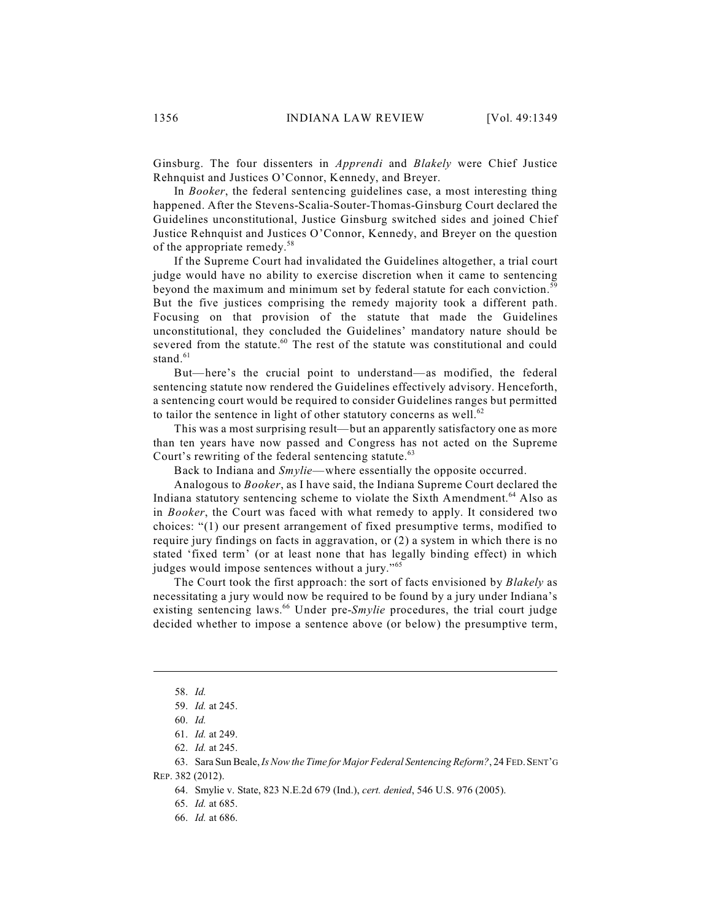Ginsburg. The four dissenters in *Apprendi* and *Blakely* were Chief Justice Rehnquist and Justices O'Connor, Kennedy, and Breyer.

In *Booker*, the federal sentencing guidelines case, a most interesting thing happened. After the Stevens-Scalia-Souter-Thomas-Ginsburg Court declared the Guidelines unconstitutional, Justice Ginsburg switched sides and joined Chief Justice Rehnquist and Justices O'Connor, Kennedy, and Breyer on the question of the appropriate remedy.[58]

If the Supreme Court had invalidated the Guidelines altogether, a trial court judge would have no ability to exercise discretion when it came to sentencing beyond the maximum and minimum set by federal statute for each conviction.[59] But the five justices comprising the remedy majority took a different path. Focusing on that provision of the statute that made the Guidelines unconstitutional, they concluded the Guidelines' mandatory nature should be severed from the statute.[60] The rest of the statute was constitutional and could stand.[61]

But—here's the crucial point to understand—as modified, the federal sentencing statute now rendered the Guidelines effectively advisory. Henceforth, a sentencing court would be required to consider Guidelines ranges but permitted to tailor the sentence in light of other statutory concerns as well.[62]

This was a most surprising result—but an apparently satisfactory one as more than ten years have now passed and Congress has not acted on the Supreme Court's rewriting of the federal sentencing statute.[63]

Back to Indiana and *Smylie*—where essentially the opposite occurred.

Analogous to *Booker*, as I have said, the Indiana Supreme Court declared the Indiana statutory sentencing scheme to violate the Sixth Amendment.[64] Also as in *Booker*, the Court was faced with what remedy to apply. It considered two choices: "(1) our present arrangement of fixed presumptive terms, modified to require jury findings on facts in aggravation, or (2) a system in which there is no stated 'fixed term' (or at least none that has legally binding effect) in which judges would impose sentences without a jury."[65]

The Court took the first approach: the sort of facts envisioned by *Blakely* as necessitating a jury would now be required to be found by a jury under Indiana's existing sentencing laws.[66] Under pre-*Smylie* procedures, the trial court judge decided whether to impose a sentence above (or below) the presumptive term,

---

58. *Id.*

59. *Id.* at 245.

60. *Id.*

61. *Id.* at 249.

62. *Id.* at 245.

63. Sara Sun Beale, *Is Now the Time for Major Federal Sentencing Reform?*, 24 FED. SENT'G REP. 382 (2012).

64. Smylie v. State, 823 N.E.2d 679 (Ind.), *cert. denied*, 546 U.S. 976 (2005).

65. *Id.* at 685.

66. *Id.* at 686.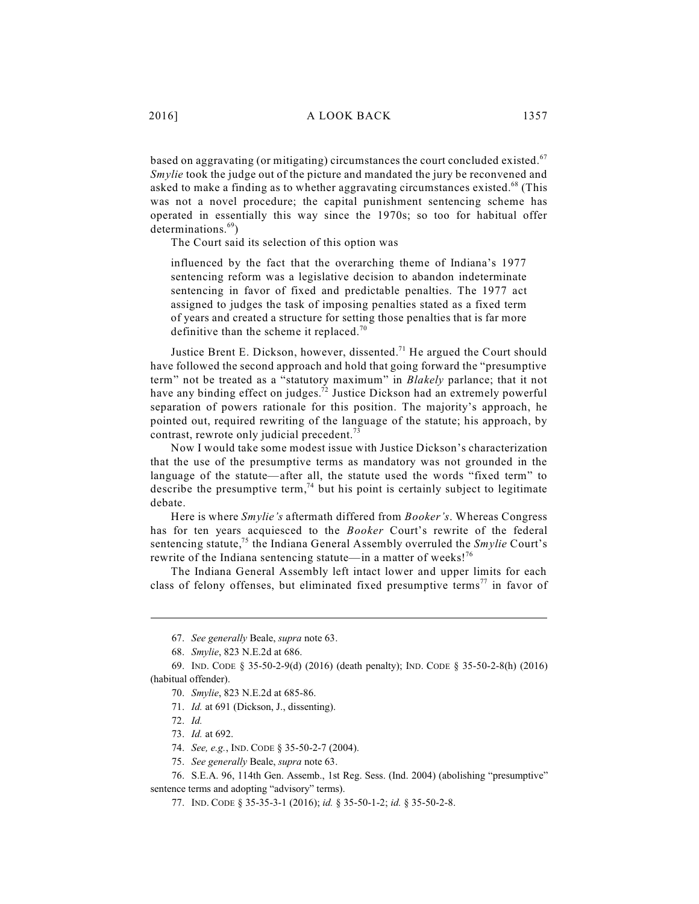based on aggravating (or mitigating) circumstances the court concluded existed.[67] *Smylie* took the judge out of the picture and mandated the jury be reconvened and asked to make a finding as to whether aggravating circumstances existed.[68] (This was not a novel procedure; the capital punishment sentencing scheme has operated in essentially this way since the 1970s; so too for habitual offer determinations.[69])

The Court said its selection of this option was

> influenced by the fact that the overarching theme of Indiana's 1977 sentencing reform was a legislative decision to abandon indeterminate sentencing in favor of fixed and predictable penalties. The 1977 act assigned to judges the task of imposing penalties stated as a fixed term of years and created a structure for setting those penalties that is far more definitive than the scheme it replaced.[70]

Justice Brent E. Dickson, however, dissented.[71] He argued the Court should have followed the second approach and hold that going forward the "presumptive term" not be treated as a "statutory maximum" in *Blakely* parlance; that it not have any binding effect on judges.[72] Justice Dickson had an extremely powerful separation of powers rationale for this position. The majority's approach, he pointed out, required rewriting of the language of the statute; his approach, by contrast, rewrote only judicial precedent.[73]

Now I would take some modest issue with Justice Dickson's characterization that the use of the presumptive terms as mandatory was not grounded in the language of the statute—after all, the statute used the words "fixed term" to describe the presumptive term,[74] but his point is certainly subject to legitimate debate.

Here is where *Smylie's* aftermath differed from *Booker's*. Whereas Congress has for ten years acquiesced to the *Booker* Court's rewrite of the federal sentencing statute,[75] the Indiana General Assembly overruled the *Smylie* Court's rewrite of the Indiana sentencing statute—in a matter of weeks![76]

The Indiana General Assembly left intact lower and upper limits for each class of felony offenses, but eliminated fixed presumptive terms[77] in favor of

---

67. *See generally* Beale, *supra* note 63.

68. *Smylie*, 823 N.E.2d at 686.

69. IND. CODE § 35-50-2-9(d) (2016) (death penalty); IND. CODE § 35-50-2-8(h) (2016) (habitual offender).

70. *Smylie*, 823 N.E.2d at 685-86.

71. *Id.* at 691 (Dickson, J., dissenting).

72. *Id.*

73. *Id.* at 692.

74. *See, e.g.*, IND. CODE § 35-50-2-7 (2004).

75. *See generally* Beale, *supra* note 63.

76. S.E.A. 96, 114th Gen. Assemb., 1st Reg. Sess. (Ind. 2004) (abolishing "presumptive" sentence terms and adopting "advisory" terms).

77. IND. CODE § 35-35-3-1 (2016); *id.* § 35-50-1-2; *id.* § 35-50-2-8.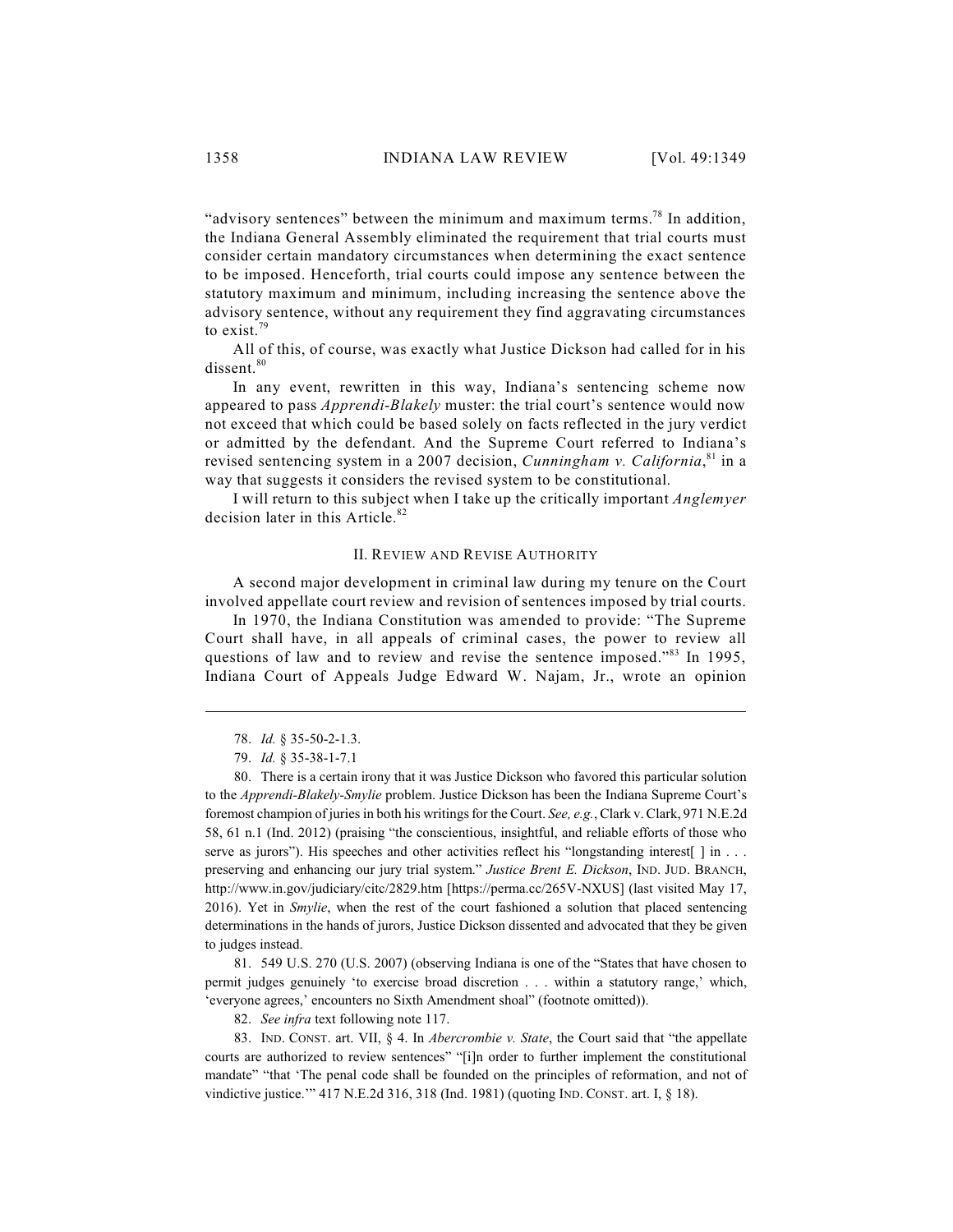"advisory sentences" between the minimum and maximum terms.[78] In addition, the Indiana General Assembly eliminated the requirement that trial courts must consider certain mandatory circumstances when determining the exact sentence to be imposed. Henceforth, trial courts could impose any sentence between the statutory maximum and minimum, including increasing the sentence above the advisory sentence, without any requirement they find aggravating circumstances to exist.[79]

All of this, of course, was exactly what Justice Dickson had called for in his dissent.[80]

In any event, rewritten in this way, Indiana's sentencing scheme now appeared to pass *Apprendi-Blakely* muster: the trial court's sentence would now not exceed that which could be based solely on facts reflected in the jury verdict or admitted by the defendant. And the Supreme Court referred to Indiana's revised sentencing system in a 2007 decision, *Cunningham v. California*,[81] in a way that suggests it considers the revised system to be constitutional.

I will return to this subject when I take up the critically important *Anglemyer* decision later in this Article.[82]

## II. Review and Revise Authority

A second major development in criminal law during my tenure on the Court involved appellate court review and revision of sentences imposed by trial courts.

In 1970, the Indiana Constitution was amended to provide: "The Supreme Court shall have, in all appeals of criminal cases, the power to review all questions of law and to review and revise the sentence imposed."[83] In 1995, Indiana Court of Appeals Judge Edward W. Najam, Jr., wrote an opinion

---

78. *Id.* § 35-50-2-1.3.

79. *Id.* § 35-38-1-7.1

80. There is a certain irony that it was Justice Dickson who favored this particular solution to the *Apprendi-Blakely-Smylie* problem. Justice Dickson has been the Indiana Supreme Court's foremost champion of juries in both his writings for the Court. *See, e.g.*, Clark v. Clark, 971 N.E.2d 58, 61 n.1 (Ind. 2012) (praising "the conscientious, insightful, and reliable efforts of those who serve as jurors"). His speeches and other activities reflect his "longstanding interest[ ] in . . . preserving and enhancing our jury trial system." *Justice Brent E. Dickson*, IND. JUD. BRANCH, http://www.in.gov/judiciary/citc/2829.htm [https://perma.cc/265V-NXUS] (last visited May 17, 2016). Yet in *Smylie*, when the rest of the court fashioned a solution that placed sentencing determinations in the hands of jurors, Justice Dickson dissented and advocated that they be given to judges instead.

81. 549 U.S. 270 (U.S. 2007) (observing Indiana is one of the "States that have chosen to permit judges genuinely 'to exercise broad discretion . . . within a statutory range,' which, 'everyone agrees,' encounters no Sixth Amendment shoal" (footnote omitted)).

82. *See infra* text following note 117.

83. IND. CONST. art. VII, § 4. In *Abercrombie v. State*, the Court said that "the appellate courts are authorized to review sentences" "[i]n order to further implement the constitutional mandate" "that 'The penal code shall be founded on the principles of reformation, and not of vindictive justice.'" 417 N.E.2d 316, 318 (Ind. 1981) (quoting IND. CONST. art. I, § 18).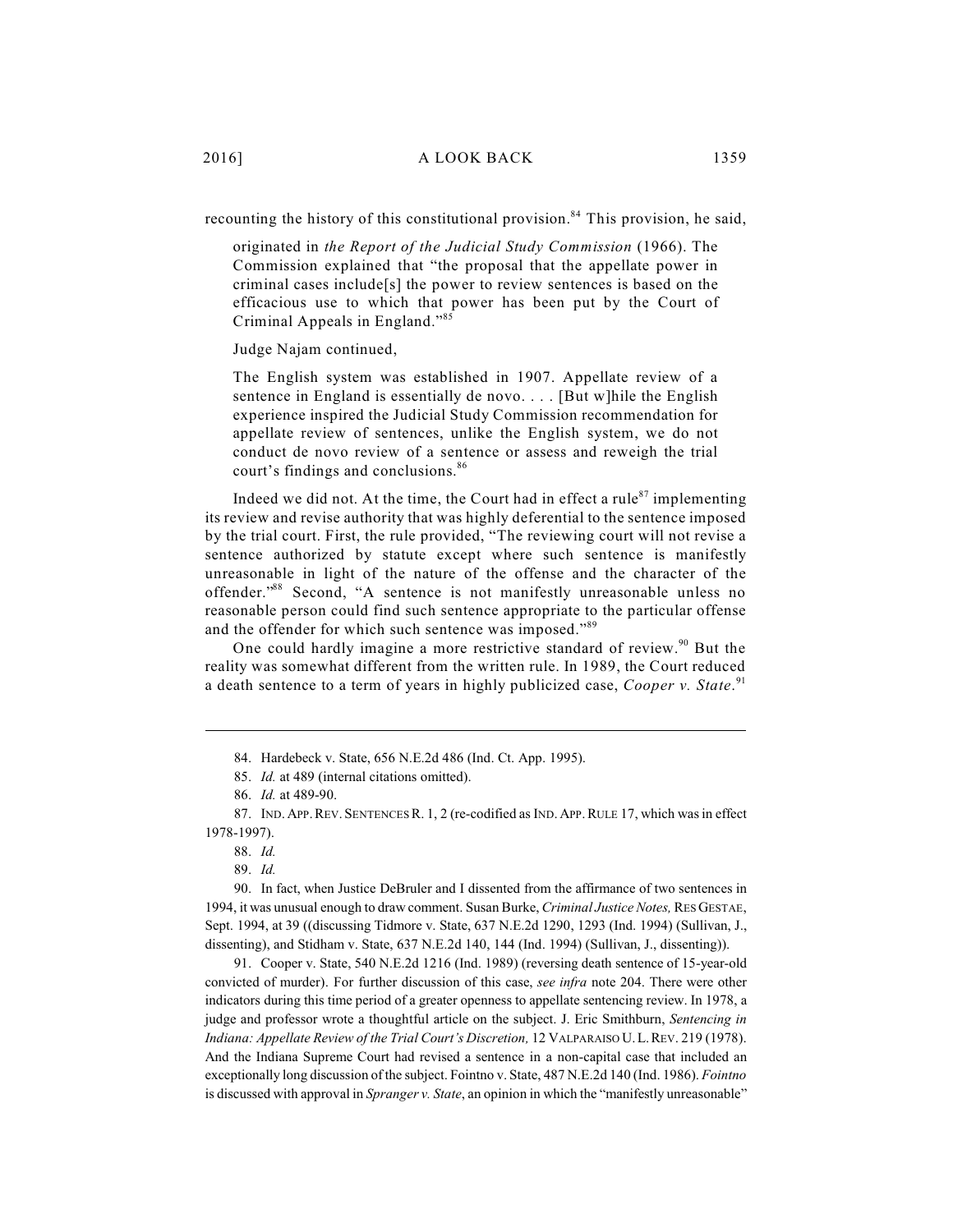recounting the history of this constitutional provision.[84] This provision, he said,

> originated in *the Report of the Judicial Study Commission* (1966). The Commission explained that "the proposal that the appellate power in criminal cases include[s] the power to review sentences is based on the efficacious use to which that power has been put by the Court of Criminal Appeals in England."[85]

Judge Najam continued,

> The English system was established in 1907. Appellate review of a sentence in England is essentially de novo. . . . [But w]hile the English experience inspired the Judicial Study Commission recommendation for appellate review of sentences, unlike the English system, we do not conduct de novo review of a sentence or assess and reweigh the trial court's findings and conclusions.[86]

Indeed we did not. At the time, the Court had in effect a rule[87] implementing its review and revise authority that was highly deferential to the sentence imposed by the trial court. First, the rule provided, "The reviewing court will not revise a sentence authorized by statute except where such sentence is manifestly unreasonable in light of the nature of the offense and the character of the offender."[88] Second, "A sentence is not manifestly unreasonable unless no reasonable person could find such sentence appropriate to the particular offense and the offender for which such sentence was imposed."[89]

One could hardly imagine a more restrictive standard of review.[90] But the reality was somewhat different from the written rule. In 1989, the Court reduced a death sentence to a term of years in highly publicized case, *Cooper v. State*.[91]

---

84. Hardebeck v. State, 656 N.E.2d 486 (Ind. Ct. App. 1995).

85. *Id.* at 489 (internal citations omitted).

86. *Id.* at 489-90.

87. IND. APP. REV. SENTENCES R. 1, 2 (re-codified as IND. APP. RULE 17, which was in effect 1978-1997).

88. *Id.*

89. *Id.*

90. In fact, when Justice DeBruler and I dissented from the affirmance of two sentences in 1994, it was unusual enough to draw comment. Susan Burke, *Criminal Justice Notes,* RES GESTAE, Sept. 1994, at 39 ((discussing Tidmore v. State, 637 N.E.2d 1290, 1293 (Ind. 1994) (Sullivan, J., dissenting), and Stidham v. State, 637 N.E.2d 140, 144 (Ind. 1994) (Sullivan, J., dissenting)).

91. Cooper v. State, 540 N.E.2d 1216 (Ind. 1989) (reversing death sentence of 15-year-old convicted of murder). For further discussion of this case, *see infra* note 204. There were other indicators during this time period of a greater openness to appellate sentencing review. In 1978, a judge and professor wrote a thoughtful article on the subject. J. Eric Smithburn, *Sentencing in Indiana: Appellate Review of the Trial Court's Discretion,* 12 VALPARAISO U. L. REV. 219 (1978). And the Indiana Supreme Court had revised a sentence in a non-capital case that included an exceptionally long discussion of the subject. Fointno v. State, 487 N.E.2d 140 (Ind. 1986). *Fointno* is discussed with approval in *Spranger v. State*, an opinion in which the "manifestly unreasonable"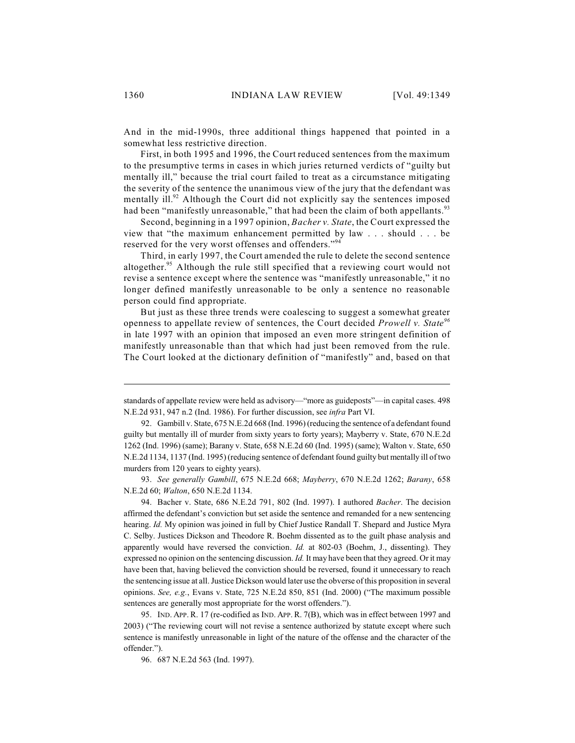And in the mid-1990s, three additional things happened that pointed in a somewhat less restrictive direction.

First, in both 1995 and 1996, the Court reduced sentences from the maximum to the presumptive terms in cases in which juries returned verdicts of "guilty but mentally ill," because the trial court failed to treat as a circumstance mitigating the severity of the sentence the unanimous view of the jury that the defendant was mentally ill.[92] Although the Court did not explicitly say the sentences imposed had been "manifestly unreasonable," that had been the claim of both appellants.[93]

Second, beginning in a 1997 opinion, *Bacher v. State*, the Court expressed the view that "the maximum enhancement permitted by law . . . should . . . be reserved for the very worst offenses and offenders."[94]

Third, in early 1997, the Court amended the rule to delete the second sentence altogether.[95] Although the rule still specified that a reviewing court would not revise a sentence except where the sentence was "manifestly unreasonable," it no longer defined manifestly unreasonable to be only a sentence no reasonable person could find appropriate.

But just as these three trends were coalescing to suggest a somewhat greater openness to appellate review of sentences, the Court decided *Prowell v. State*[96] in late 1997 with an opinion that imposed an even more stringent definition of manifestly unreasonable than that which had just been removed from the rule. The Court looked at the dictionary definition of "manifestly" and, based on that

---

standards of appellate review were held as advisory—"more as guideposts"—in capital cases. 498 N.E.2d 931, 947 n.2 (Ind. 1986). For further discussion, see *infra* Part VI.

92. Gambill v. State, 675 N.E.2d 668 (Ind. 1996) (reducing the sentence of a defendant found guilty but mentally ill of murder from sixty years to forty years); Mayberry v. State, 670 N.E.2d 1262 (Ind. 1996) (same); Barany v. State, 658 N.E.2d 60 (Ind. 1995) (same); Walton v. State, 650 N.E.2d 1134, 1137 (Ind. 1995) (reducing sentence of defendant found guilty but mentally ill of two murders from 120 years to eighty years).

93. *See generally Gambill*, 675 N.E.2d 668; *Mayberry*, 670 N.E.2d 1262; *Barany*, 658 N.E.2d 60; *Walton*, 650 N.E.2d 1134.

94. Bacher v. State, 686 N.E.2d 791, 802 (Ind. 1997). I authored *Bacher*. The decision affirmed the defendant's conviction but set aside the sentence and remanded for a new sentencing hearing. *Id.* My opinion was joined in full by Chief Justice Randall T. Shepard and Justice Myra C. Selby. Justices Dickson and Theodore R. Boehm dissented as to the guilt phase analysis and apparently would have reversed the conviction. *Id.* at 802-03 (Boehm, J., dissenting). They expressed no opinion on the sentencing discussion. *Id.* It may have been that they agreed. Or it may have been that, having believed the conviction should be reversed, found it unnecessary to reach the sentencing issue at all. Justice Dickson would later use the obverse of this proposition in several opinions. *See, e.g.*, Evans v. State, 725 N.E.2d 850, 851 (Ind. 2000) ("The maximum possible sentences are generally most appropriate for the worst offenders.").

95. IND. APP. R. 17 (re-codified as IND. APP. R. 7(B), which was in effect between 1997 and 2003) ("The reviewing court will not revise a sentence authorized by statute except where such sentence is manifestly unreasonable in light of the nature of the offense and the character of the offender.").

96. 687 N.E.2d 563 (Ind. 1997).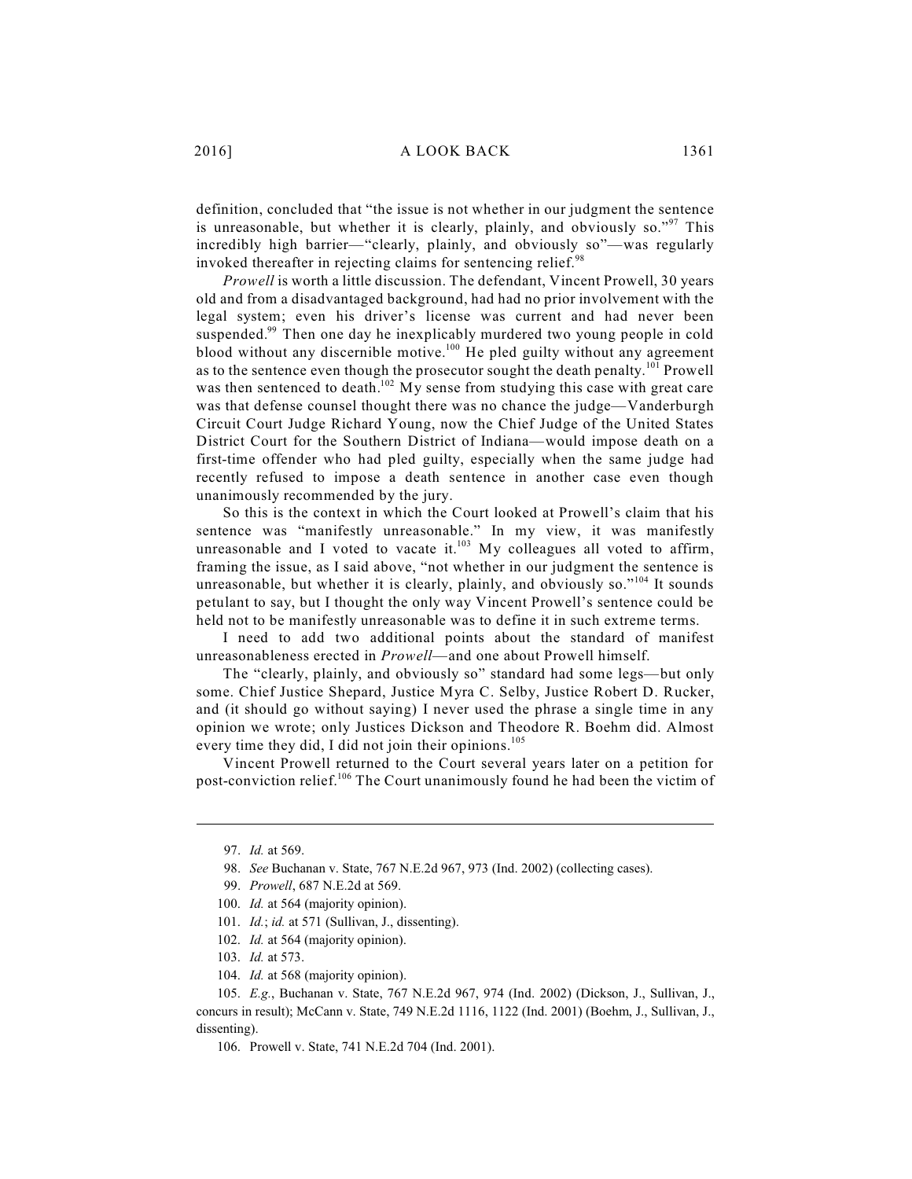definition, concluded that "the issue is not whether in our judgment the sentence is unreasonable, but whether it is clearly, plainly, and obviously so."[97] This incredibly high barrier—"clearly, plainly, and obviously so"—was regularly invoked thereafter in rejecting claims for sentencing relief.[98]

*Prowell* is worth a little discussion. The defendant, Vincent Prowell, 30 years old and from a disadvantaged background, had had no prior involvement with the legal system; even his driver's license was current and had never been suspended.[99] Then one day he inexplicably murdered two young people in cold blood without any discernible motive.[100] He pled guilty without any agreement as to the sentence even though the prosecutor sought the death penalty.[101] Prowell was then sentenced to death.[102] My sense from studying this case with great care was that defense counsel thought there was no chance the judge—Vanderburgh Circuit Court Judge Richard Young, now the Chief Judge of the United States District Court for the Southern District of Indiana—would impose death on a first-time offender who had pled guilty, especially when the same judge had recently refused to impose a death sentence in another case even though unanimously recommended by the jury.

So this is the context in which the Court looked at Prowell's claim that his sentence was "manifestly unreasonable." In my view, it was manifestly unreasonable and I voted to vacate it.[103] My colleagues all voted to affirm, framing the issue, as I said above, "not whether in our judgment the sentence is unreasonable, but whether it is clearly, plainly, and obviously so."[104] It sounds petulant to say, but I thought the only way Vincent Prowell's sentence could be held not to be manifestly unreasonable was to define it in such extreme terms.

I need to add two additional points about the standard of manifest unreasonableness erected in *Prowell*—and one about Prowell himself.

The "clearly, plainly, and obviously so" standard had some legs—but only some. Chief Justice Shepard, Justice Myra C. Selby, Justice Robert D. Rucker, and (it should go without saying) I never used the phrase a single time in any opinion we wrote; only Justices Dickson and Theodore R. Boehm did. Almost every time they did, I did not join their opinions.[105]

Vincent Prowell returned to the Court several years later on a petition for post-conviction relief.[106] The Court unanimously found he had been the victim of

---

97. *Id.* at 569.

98. *See* Buchanan v. State, 767 N.E.2d 967, 973 (Ind. 2002) (collecting cases).

99. *Prowell*, 687 N.E.2d at 569.

100. *Id.* at 564 (majority opinion).

101. *Id.*; *id.* at 571 (Sullivan, J., dissenting).

102. *Id.* at 564 (majority opinion).

103. *Id.* at 573.

104. *Id.* at 568 (majority opinion).

105. *E.g.*, Buchanan v. State, 767 N.E.2d 967, 974 (Ind. 2002) (Dickson, J., Sullivan, J., concurs in result); McCann v. State, 749 N.E.2d 1116, 1122 (Ind. 2001) (Boehm, J., Sullivan, J., dissenting).

106. Prowell v. State, 741 N.E.2d 704 (Ind. 2001).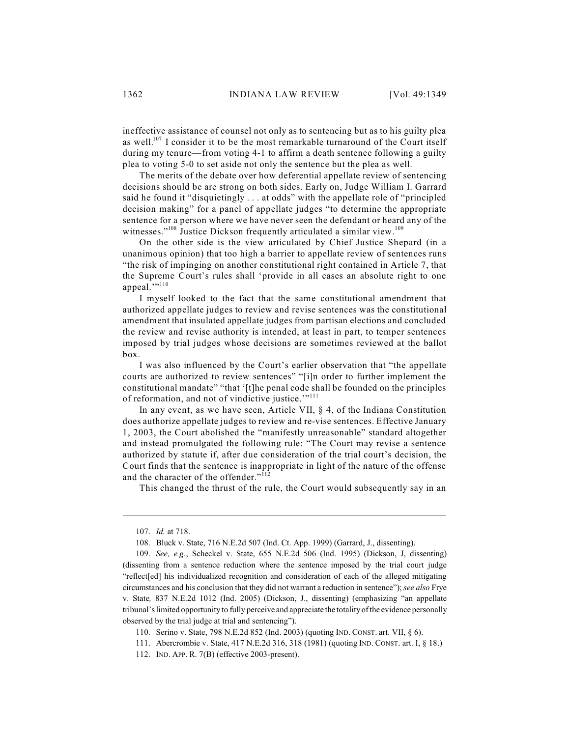ineffective assistance of counsel not only as to sentencing but as to his guilty plea as well.[107] I consider it to be the most remarkable turnaround of the Court itself during my tenure—from voting 4-1 to affirm a death sentence following a guilty plea to voting 5-0 to set aside not only the sentence but the plea as well.

The merits of the debate over how deferential appellate review of sentencing decisions should be are strong on both sides. Early on, Judge William I. Garrard said he found it "disquietingly . . . at odds" with the appellate role of "principled decision making" for a panel of appellate judges "to determine the appropriate sentence for a person where we have never seen the defendant or heard any of the witnesses."[108] Justice Dickson frequently articulated a similar view.[109]

On the other side is the view articulated by Chief Justice Shepard (in a unanimous opinion) that too high a barrier to appellate review of sentences runs "the risk of impinging on another constitutional right contained in Article 7, that the Supreme Court's rules shall 'provide in all cases an absolute right to one appeal.'"[110]

I myself looked to the fact that the same constitutional amendment that authorized appellate judges to review and revise sentences was the constitutional amendment that insulated appellate judges from partisan elections and concluded the review and revise authority is intended, at least in part, to temper sentences imposed by trial judges whose decisions are sometimes reviewed at the ballot box.

I was also influenced by the Court's earlier observation that "the appellate courts are authorized to review sentences" "[i]n order to further implement the constitutional mandate" "that '[t]he penal code shall be founded on the principles of reformation, and not of vindictive justice.'"[111]

In any event, as we have seen, Article VII, § 4, of the Indiana Constitution does authorize appellate judges to review and re-vise sentences. Effective January 1, 2003, the Court abolished the "manifestly unreasonable" standard altogether and instead promulgated the following rule: "The Court may revise a sentence authorized by statute if, after due consideration of the trial court's decision, the Court finds that the sentence is inappropriate in light of the nature of the offense and the character of the offender."[112]

This changed the thrust of the rule, the Court would subsequently say in an

---

107. *Id.* at 718.

108. Bluck v. State, 716 N.E.2d 507 (Ind. Ct. App. 1999) (Garrard, J., dissenting).

109. *See, e.g.*, Scheckel v. State, 655 N.E.2d 506 (Ind. 1995) (Dickson, J, dissenting) (dissenting from a sentence reduction where the sentence imposed by the trial court judge "reflect[ed] his individualized recognition and consideration of each of the alleged mitigating circumstances and his conclusion that they did not warrant a reduction in sentence"); *see also* Frye v. State*,* 837 N.E.2d 1012 (Ind. 2005) (Dickson, J., dissenting) (emphasizing "an appellate tribunal's limited opportunity to fully perceive and appreciate the totality of the evidence personally observed by the trial judge at trial and sentencing").

110. Serino v. State, 798 N.E.2d 852 (Ind. 2003) (quoting IND. CONST. art. VII, § 6).

111. Abercrombie v. State, 417 N.E.2d 316, 318 (1981) (quoting IND. CONST. art. I, § 18.)

112. IND. APP. R. 7(B) (effective 2003-present).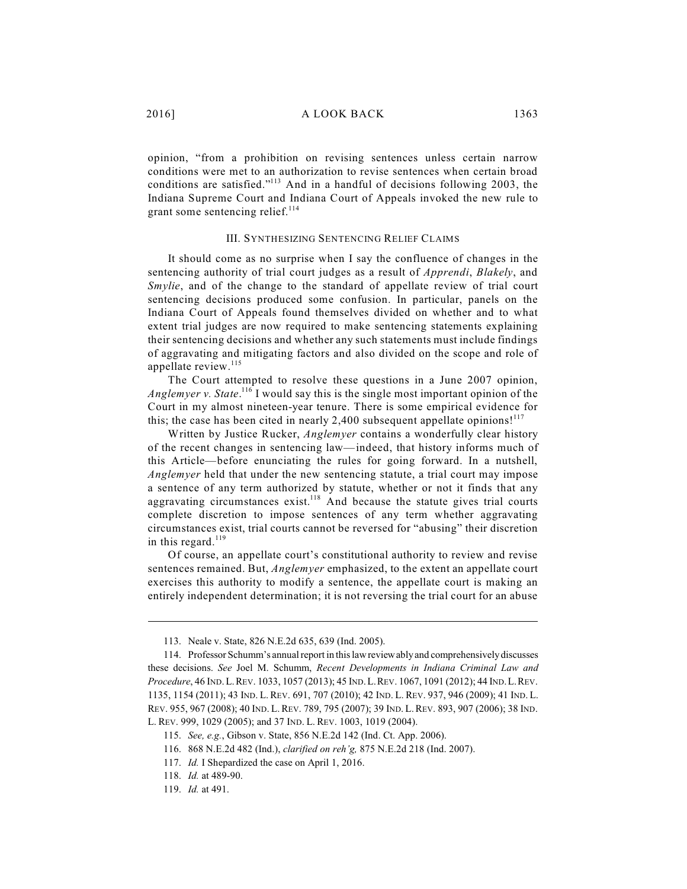opinion, "from a prohibition on revising sentences unless certain narrow conditions were met to an authorization to revise sentences when certain broad conditions are satisfied."[113] And in a handful of decisions following 2003, the Indiana Supreme Court and Indiana Court of Appeals invoked the new rule to grant some sentencing relief.[114]

### III. SYNTHESIZING SENTENCING RELIEF CLAIMS

It should come as no surprise when I say the confluence of changes in the sentencing authority of trial court judges as a result of *Apprendi*, *Blakely*, and *Smylie*, and of the change to the standard of appellate review of trial court sentencing decisions produced some confusion. In particular, panels on the Indiana Court of Appeals found themselves divided on whether and to what extent trial judges are now required to make sentencing statements explaining their sentencing decisions and whether any such statements must include findings of aggravating and mitigating factors and also divided on the scope and role of appellate review.[115]

The Court attempted to resolve these questions in a June 2007 opinion, *Anglemyer v. State*.[116] I would say this is the single most important opinion of the Court in my almost nineteen-year tenure. There is some empirical evidence for this; the case has been cited in nearly 2,400 subsequent appellate opinions![117]

Written by Justice Rucker, *Anglemyer* contains a wonderfully clear history of the recent changes in sentencing law—indeed, that history informs much of this Article—before enunciating the rules for going forward. In a nutshell, *Anglemyer* held that under the new sentencing statute, a trial court may impose a sentence of any term authorized by statute, whether or not it finds that any aggravating circumstances exist.[118] And because the statute gives trial courts complete discretion to impose sentences of any term whether aggravating circumstances exist, trial courts cannot be reversed for "abusing" their discretion in this regard.[119]

Of course, an appellate court's constitutional authority to review and revise sentences remained. But, *Anglemyer* emphasized, to the extent an appellate court exercises this authority to modify a sentence, the appellate court is making an entirely independent determination; it is not reversing the trial court for an abuse

---

113. Neale v. State, 826 N.E.2d 635, 639 (Ind. 2005).

114. Professor Schumm's annual report in this law review ably and comprehensively discusses these decisions. *See* Joel M. Schumm, *Recent Developments in Indiana Criminal Law and Procedure*, 46 IND. L. REV. 1033, 1057 (2013); 45 IND. L. REV. 1067, 1091 (2012); 44 IND. L. REV. 1135, 1154 (2011); 43 IND. L. REV. 691, 707 (2010); 42 IND. L. REV. 937, 946 (2009); 41 IND. L. REV. 955, 967 (2008); 40 IND. L. REV. 789, 795 (2007); 39 IND. L. REV. 893, 907 (2006); 38 IND. L. REV. 999, 1029 (2005); and 37 IND. L. REV. 1003, 1019 (2004).

115. *See, e.g.*, Gibson v. State, 856 N.E.2d 142 (Ind. Ct. App. 2006).

116. 868 N.E.2d 482 (Ind.), *clarified on reh'g,* 875 N.E.2d 218 (Ind. 2007).

117. *Id.* I Shepardized the case on April 1, 2016.

118. *Id.* at 489-90.

119. *Id.* at 491.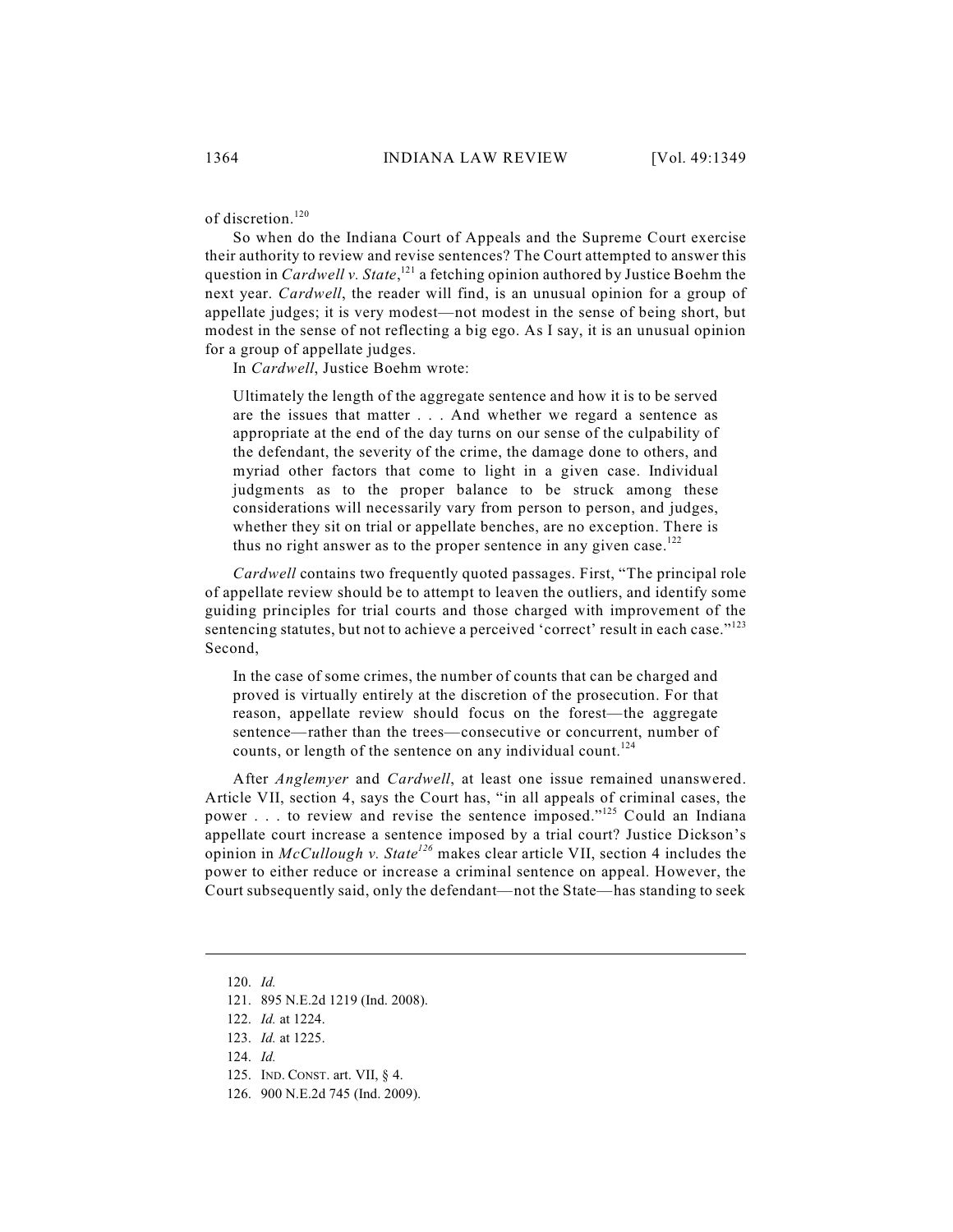of discretion.[120]

So when do the Indiana Court of Appeals and the Supreme Court exercise their authority to review and revise sentences? The Court attempted to answer this question in *Cardwell v. State*,[121] a fetching opinion authored by Justice Boehm the next year. *Cardwell*, the reader will find, is an unusual opinion for a group of appellate judges; it is very modest—not modest in the sense of being short, but modest in the sense of not reflecting a big ego. As I say, it is an unusual opinion for a group of appellate judges.

In *Cardwell*, Justice Boehm wrote:

> Ultimately the length of the aggregate sentence and how it is to be served are the issues that matter . . . And whether we regard a sentence as appropriate at the end of the day turns on our sense of the culpability of the defendant, the severity of the crime, the damage done to others, and myriad other factors that come to light in a given case. Individual judgments as to the proper balance to be struck among these considerations will necessarily vary from person to person, and judges, whether they sit on trial or appellate benches, are no exception. There is thus no right answer as to the proper sentence in any given case.[122]

*Cardwell* contains two frequently quoted passages. First, "The principal role of appellate review should be to attempt to leaven the outliers, and identify some guiding principles for trial courts and those charged with improvement of the sentencing statutes, but not to achieve a perceived 'correct' result in each case."[123] Second,

> In the case of some crimes, the number of counts that can be charged and proved is virtually entirely at the discretion of the prosecution. For that reason, appellate review should focus on the forest—the aggregate sentence—rather than the trees—consecutive or concurrent, number of counts, or length of the sentence on any individual count.[124]

After *Anglemyer* and *Cardwell*, at least one issue remained unanswered. Article VII, section 4, says the Court has, "in all appeals of criminal cases, the power . . . to review and revise the sentence imposed."[125] Could an Indiana appellate court increase a sentence imposed by a trial court? Justice Dickson's opinion in *McCullough v. State*[126] makes clear article VII, section 4 includes the power to either reduce or increase a criminal sentence on appeal. However, the Court subsequently said, only the defendant—not the State—has standing to seek

---

120. *Id.*

121. 895 N.E.2d 1219 (Ind. 2008).

122. *Id.* at 1224.

123. *Id.* at 1225.

124. *Id.*

125. IND. CONST. art. VII, § 4.

126. 900 N.E.2d 745 (Ind. 2009).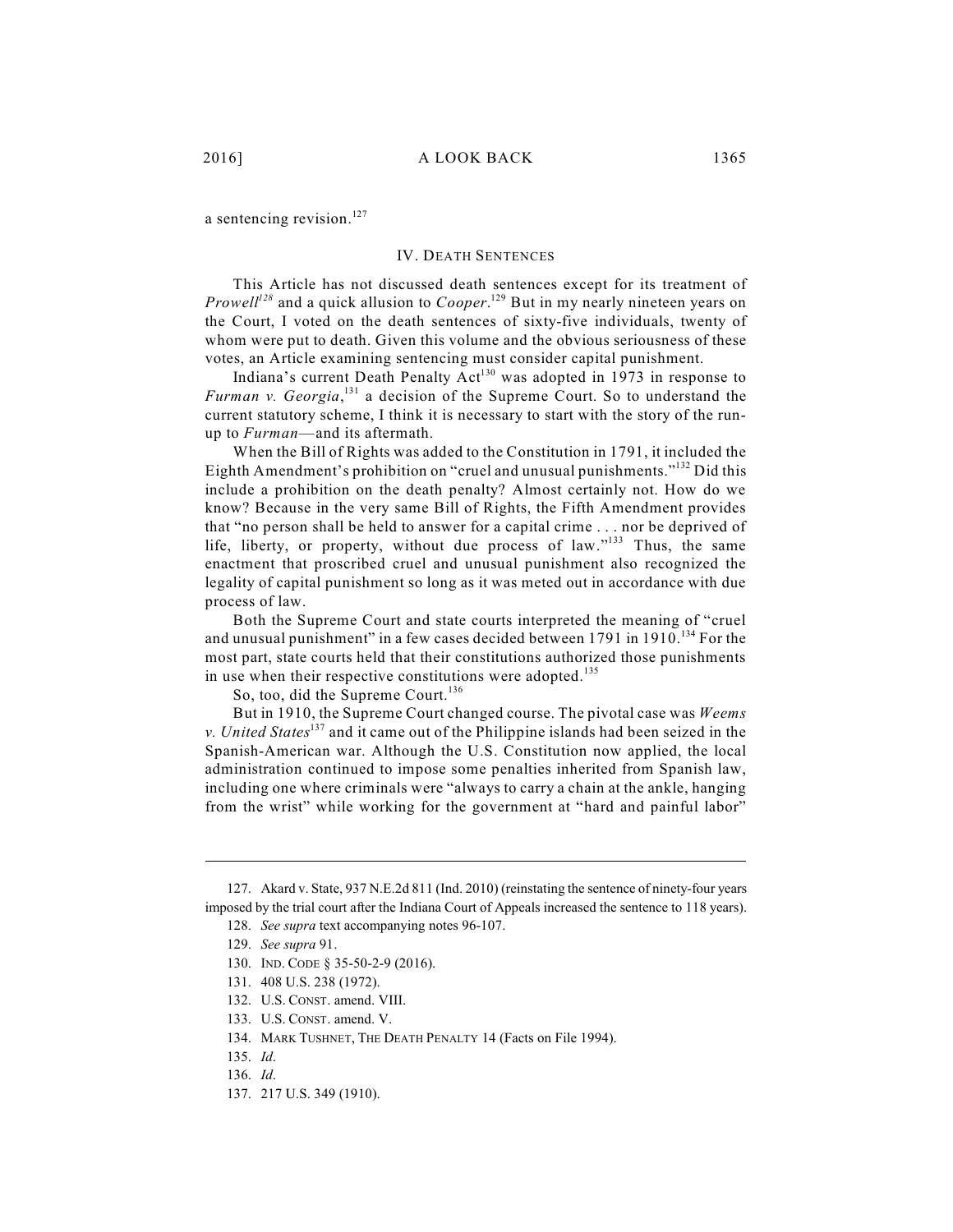a sentencing revision.[127]

## IV. Death Sentences

This Article has not discussed death sentences except for its treatment of *Prowell*[128] and a quick allusion to *Cooper*.[129] But in my nearly nineteen years on the Court, I voted on the death sentences of sixty-five individuals, twenty of whom were put to death. Given this volume and the obvious seriousness of these votes, an Article examining sentencing must consider capital punishment.

Indiana's current Death Penalty Act[130] was adopted in 1973 in response to *Furman v. Georgia*,[131] a decision of the Supreme Court. So to understand the current statutory scheme, I think it is necessary to start with the story of the run-up to *Furman*—and its aftermath.

When the Bill of Rights was added to the Constitution in 1791, it included the Eighth Amendment's prohibition on "cruel and unusual punishments."[132] Did this include a prohibition on the death penalty? Almost certainly not. How do we know? Because in the very same Bill of Rights, the Fifth Amendment provides that "no person shall be held to answer for a capital crime . . . nor be deprived of life, liberty, or property, without due process of law."[133] Thus, the same enactment that proscribed cruel and unusual punishment also recognized the legality of capital punishment so long as it was meted out in accordance with due process of law.

Both the Supreme Court and state courts interpreted the meaning of "cruel and unusual punishment" in a few cases decided between 1791 in 1910.[134] For the most part, state courts held that their constitutions authorized those punishments in use when their respective constitutions were adopted.[135]

So, too, did the Supreme Court.[136]

But in 1910, the Supreme Court changed course. The pivotal case was *Weems v. United States*[137] and it came out of the Philippine islands had been seized in the Spanish-American war. Although the U.S. Constitution now applied, the local administration continued to impose some penalties inherited from Spanish law, including one where criminals were "always to carry a chain at the ankle, hanging from the wrist" while working for the government at "hard and painful labor"

---

127. Akard v. State, 937 N.E.2d 811 (Ind. 2010) (reinstating the sentence of ninety-four years imposed by the trial court after the Indiana Court of Appeals increased the sentence to 118 years).

128. *See supra* text accompanying notes 96-107.

129. *See supra* 91.

130. Ind. Code § 35-50-2-9 (2016).

131. 408 U.S. 238 (1972).

132. U.S. Const. amend. VIII.

133. U.S. Const. amend. V.

134. Mark Tushnet, The Death Penalty 14 (Facts on File 1994).

135. *Id*.

136. *Id*.

137. 217 U.S. 349 (1910).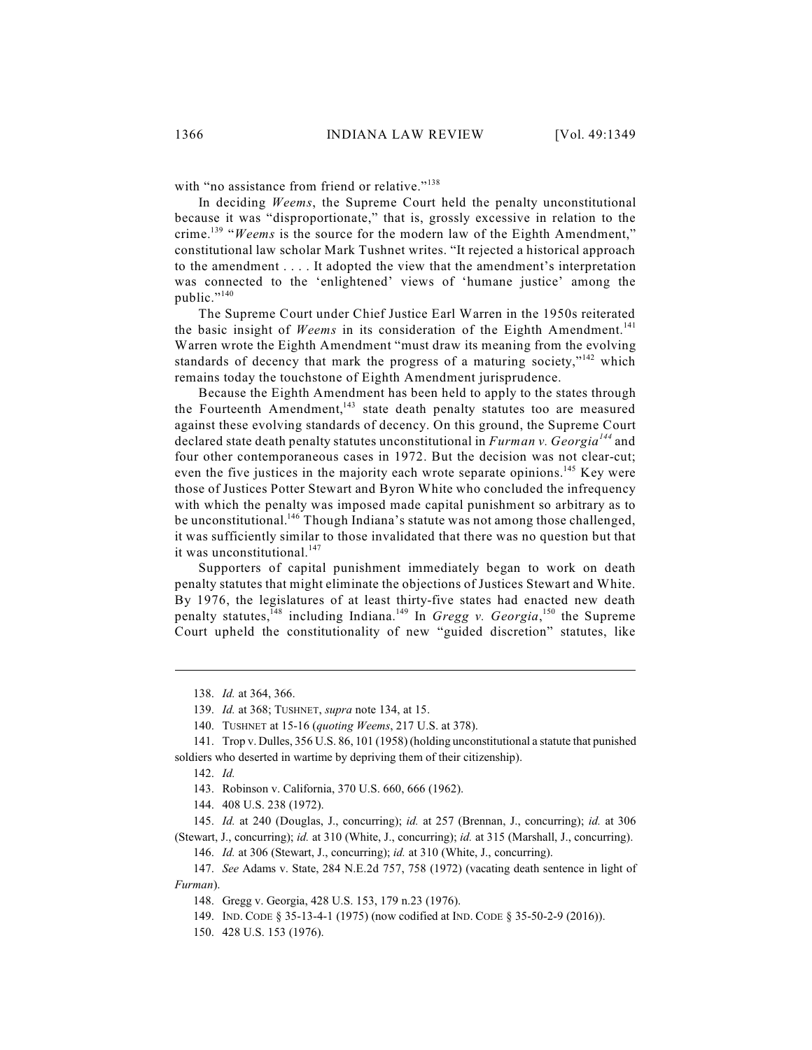with "no assistance from friend or relative."[138]

In deciding *Weems*, the Supreme Court held the penalty unconstitutional because it was "disproportionate," that is, grossly excessive in relation to the crime.[139] "*Weems* is the source for the modern law of the Eighth Amendment," constitutional law scholar Mark Tushnet writes. "It rejected a historical approach to the amendment . . . . It adopted the view that the amendment's interpretation was connected to the 'enlightened' views of 'humane justice' among the public."[140]

The Supreme Court under Chief Justice Earl Warren in the 1950s reiterated the basic insight of *Weems* in its consideration of the Eighth Amendment.[141] Warren wrote the Eighth Amendment "must draw its meaning from the evolving standards of decency that mark the progress of a maturing society,"[142] which remains today the touchstone of Eighth Amendment jurisprudence.

Because the Eighth Amendment has been held to apply to the states through the Fourteenth Amendment,[143] state death penalty statutes too are measured against these evolving standards of decency. On this ground, the Supreme Court declared state death penalty statutes unconstitutional in *Furman v. Georgia*[144] and four other contemporaneous cases in 1972. But the decision was not clear-cut; even the five justices in the majority each wrote separate opinions.[145] Key were those of Justices Potter Stewart and Byron White who concluded the infrequency with which the penalty was imposed made capital punishment so arbitrary as to be unconstitutional.[146] Though Indiana's statute was not among those challenged, it was sufficiently similar to those invalidated that there was no question but that it was unconstitutional.[147]

Supporters of capital punishment immediately began to work on death penalty statutes that might eliminate the objections of Justices Stewart and White. By 1976, the legislatures of at least thirty-five states had enacted new death penalty statutes,[148] including Indiana.[149] In *Gregg v. Georgia*,[150] the Supreme Court upheld the constitutionality of new "guided discretion" statutes, like

---

138. *Id.* at 364, 366.

139. *Id.* at 368; TUSHNET, *supra* note 134, at 15.

140. TUSHNET at 15-16 (*quoting Weems*, 217 U.S. at 378).

141. Trop v. Dulles, 356 U.S. 86, 101 (1958) (holding unconstitutional a statute that punished soldiers who deserted in wartime by depriving them of their citizenship).

142. *Id.*

143. Robinson v. California, 370 U.S. 660, 666 (1962).

144. 408 U.S. 238 (1972).

145. *Id.* at 240 (Douglas, J., concurring); *id.* at 257 (Brennan, J., concurring); *id.* at 306 (Stewart, J., concurring); *id.* at 310 (White, J., concurring); *id.* at 315 (Marshall, J., concurring).

146. *Id.* at 306 (Stewart, J., concurring); *id.* at 310 (White, J., concurring).

147. *See* Adams v. State, 284 N.E.2d 757, 758 (1972) (vacating death sentence in light of *Furman*).

148. Gregg v. Georgia, 428 U.S. 153, 179 n.23 (1976).

149. IND. CODE § 35-13-4-1 (1975) (now codified at IND. CODE § 35-50-2-9 (2016)).

150. 428 U.S. 153 (1976).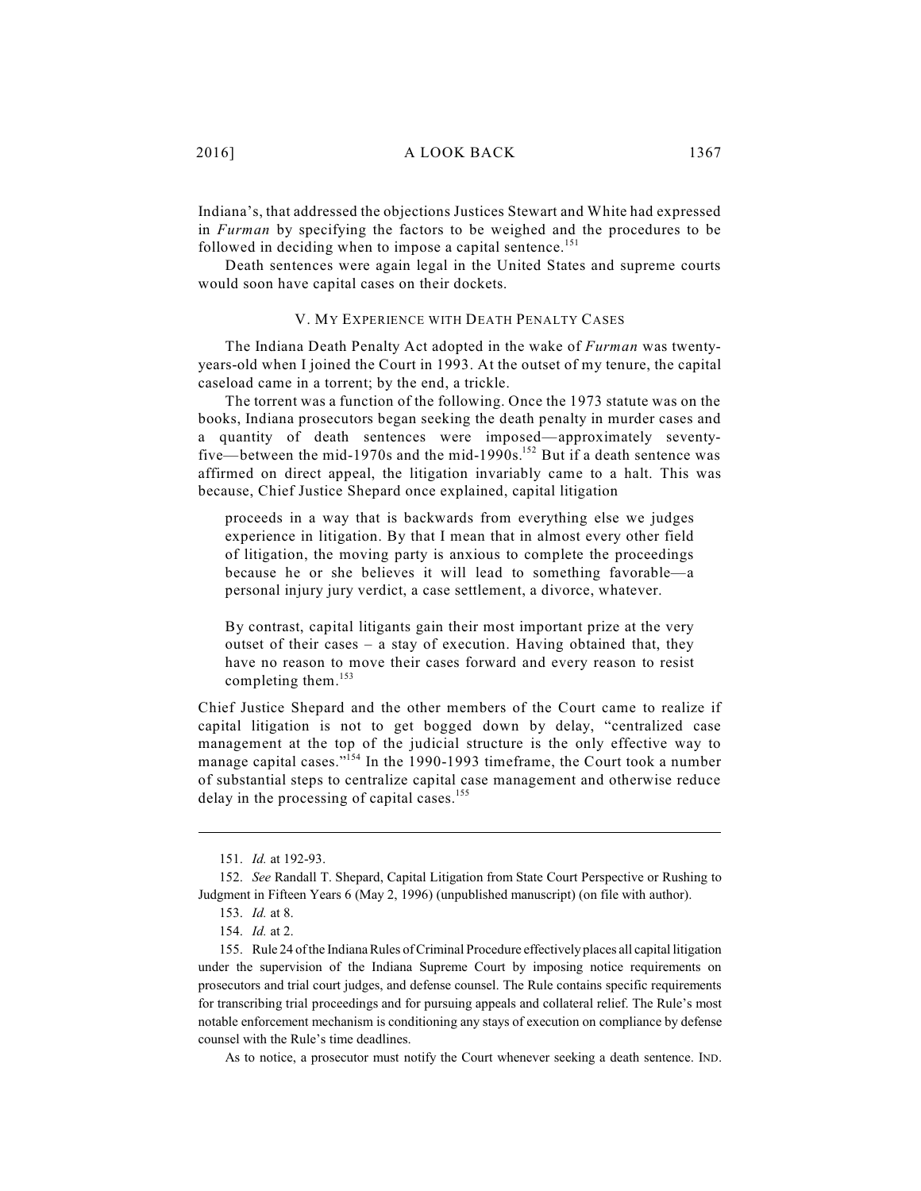Indiana's, that addressed the objections Justices Stewart and White had expressed in *Furman* by specifying the factors to be weighed and the procedures to be followed in deciding when to impose a capital sentence.[151]

Death sentences were again legal in the United States and supreme courts would soon have capital cases on their dockets.

## V. My Experience with Death Penalty Cases

The Indiana Death Penalty Act adopted in the wake of *Furman* was twenty-years-old when I joined the Court in 1993. At the outset of my tenure, the capital caseload came in a torrent; by the end, a trickle.

The torrent was a function of the following. Once the 1973 statute was on the books, Indiana prosecutors began seeking the death penalty in murder cases and a quantity of death sentences were imposed—approximately seventy-five—between the mid-1970s and the mid-1990s.[152] But if a death sentence was affirmed on direct appeal, the litigation invariably came to a halt. This was because, Chief Justice Shepard once explained, capital litigation

> proceeds in a way that is backwards from everything else we judges experience in litigation. By that I mean that in almost every other field of litigation, the moving party is anxious to complete the proceedings because he or she believes it will lead to something favorable—a personal injury jury verdict, a case settlement, a divorce, whatever.
>
> By contrast, capital litigants gain their most important prize at the very outset of their cases – a stay of execution. Having obtained that, they have no reason to move their cases forward and every reason to resist completing them.[153]

Chief Justice Shepard and the other members of the Court came to realize if capital litigation is not to get bogged down by delay, "centralized case management at the top of the judicial structure is the only effective way to manage capital cases."[154] In the 1990-1993 timeframe, the Court took a number of substantial steps to centralize capital case management and otherwise reduce delay in the processing of capital cases.[155]

---

151. *Id.* at 192-93.

152. *See* Randall T. Shepard, Capital Litigation from State Court Perspective or Rushing to Judgment in Fifteen Years 6 (May 2, 1996) (unpublished manuscript) (on file with author).

153. *Id.* at 8.

154. *Id.* at 2.

155. Rule 24 of the Indiana Rules of Criminal Procedure effectively places all capital litigation under the supervision of the Indiana Supreme Court by imposing notice requirements on prosecutors and trial court judges, and defense counsel. The Rule contains specific requirements for transcribing trial proceedings and for pursuing appeals and collateral relief. The Rule's most notable enforcement mechanism is conditioning any stays of execution on compliance by defense counsel with the Rule's time deadlines.

As to notice, a prosecutor must notify the Court whenever seeking a death sentence. IND.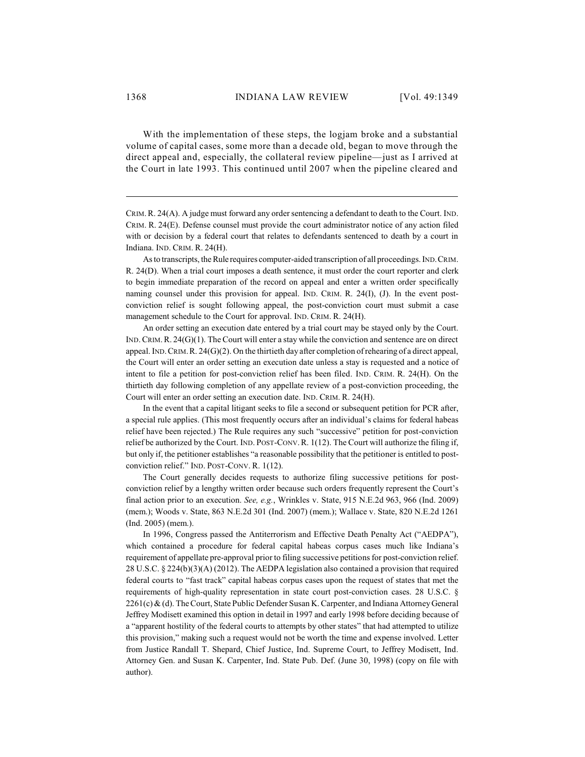With the implementation of these steps, the logjam broke and a substantial volume of capital cases, some more than a decade old, began to move through the direct appeal and, especially, the collateral review pipeline—just as I arrived at the Court in late 1993. This continued until 2007 when the pipeline cleared and

---

CRIM. R. 24(A). A judge must forward any order sentencing a defendant to death to the Court. IND. CRIM. R. 24(E). Defense counsel must provide the court administrator notice of any action filed with or decision by a federal court that relates to defendants sentenced to death by a court in Indiana. IND. CRIM. R. 24(H).

As to transcripts, the Rule requires computer-aided transcription of all proceedings. IND. CRIM. R. 24(D). When a trial court imposes a death sentence, it must order the court reporter and clerk to begin immediate preparation of the record on appeal and enter a written order specifically naming counsel under this provision for appeal. IND. CRIM. R. 24(I), (J). In the event post-conviction relief is sought following appeal, the post-conviction court must submit a case management schedule to the Court for approval. IND. CRIM. R. 24(H).

An order setting an execution date entered by a trial court may be stayed only by the Court. IND. CRIM. R. 24(G)(1). The Court will enter a stay while the conviction and sentence are on direct appeal. IND. CRIM. R. 24(G)(2). On the thirtieth day after completion of rehearing of a direct appeal, the Court will enter an order setting an execution date unless a stay is requested and a notice of intent to file a petition for post-conviction relief has been filed. IND. CRIM. R. 24(H). On the thirtieth day following completion of any appellate review of a post-conviction proceeding, the Court will enter an order setting an execution date. IND. CRIM. R. 24(H).

In the event that a capital litigant seeks to file a second or subsequent petition for PCR after, a special rule applies. (This most frequently occurs after an individual's claims for federal habeas relief have been rejected.) The Rule requires any such "successive" petition for post-conviction relief be authorized by the Court. IND. POST-CONV. R. 1(12). The Court will authorize the filing if, but only if, the petitioner establishes "a reasonable possibility that the petitioner is entitled to post-conviction relief." IND. POST-CONV. R. 1(12).

The Court generally decides requests to authorize filing successive petitions for post-conviction relief by a lengthy written order because such orders frequently represent the Court's final action prior to an execution. *See, e.g.*, Wrinkles v. State, 915 N.E.2d 963, 966 (Ind. 2009) (mem.); Woods v. State, 863 N.E.2d 301 (Ind. 2007) (mem.); Wallace v. State, 820 N.E.2d 1261 (Ind. 2005) (mem.).

In 1996, Congress passed the Antiterrorism and Effective Death Penalty Act ("AEDPA"), which contained a procedure for federal capital habeas corpus cases much like Indiana's requirement of appellate pre-approval prior to filing successive petitions for post-conviction relief. 28 U.S.C. § 224(b)(3)(A) (2012). The AEDPA legislation also contained a provision that required federal courts to "fast track" capital habeas corpus cases upon the request of states that met the requirements of high-quality representation in state court post-conviction cases. 28 U.S.C. § 2261(c) & (d). The Court, State Public Defender Susan K. Carpenter, and Indiana Attorney General Jeffrey Modisett examined this option in detail in 1997 and early 1998 before deciding because of a "apparent hostility of the federal courts to attempts by other states" that had attempted to utilize this provision," making such a request would not be worth the time and expense involved. Letter from Justice Randall T. Shepard, Chief Justice, Ind. Supreme Court, to Jeffrey Modisett, Ind. Attorney Gen. and Susan K. Carpenter, Ind. State Pub. Def. (June 30, 1998) (copy on file with author).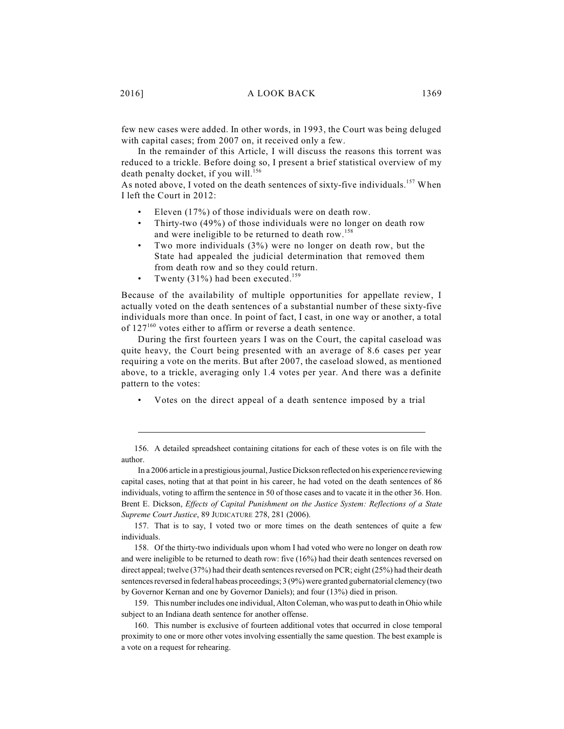few new cases were added. In other words, in 1993, the Court was being deluged with capital cases; from 2007 on, it received only a few.

In the remainder of this Article, I will discuss the reasons this torrent was reduced to a trickle. Before doing so, I present a brief statistical overview of my death penalty docket, if you will.[156]

As noted above, I voted on the death sentences of sixty-five individuals.[157] When I left the Court in 2012:

- Eleven (17%) of those individuals were on death row.
- Thirty-two (49%) of those individuals were no longer on death row and were ineligible to be returned to death row.[158]
- Two more individuals (3%) were no longer on death row, but the State had appealed the judicial determination that removed them from death row and so they could return.
- Twenty (31%) had been executed.[159]

Because of the availability of multiple opportunities for appellate review, I actually voted on the death sentences of a substantial number of these sixty-five individuals more than once. In point of fact, I cast, in one way or another, a total of 127[160] votes either to affirm or reverse a death sentence.

During the first fourteen years I was on the Court, the capital caseload was quite heavy, the Court being presented with an average of 8.6 cases per year requiring a vote on the merits. But after 2007, the caseload slowed, as mentioned above, to a trickle, averaging only 1.4 votes per year. And there was a definite pattern to the votes:

- Votes on the direct appeal of a death sentence imposed by a trial

---

156. A detailed spreadsheet containing citations for each of these votes is on file with the author.

In a 2006 article in a prestigious journal, Justice Dickson reflected on his experience reviewing capital cases, noting that at that point in his career, he had voted on the death sentences of 86 individuals, voting to affirm the sentence in 50 of those cases and to vacate it in the other 36. Hon. Brent E. Dickson, *Effects of Capital Punishment on the Justice System: Reflections of a State Supreme Court Justice*, 89 JUDICATURE 278, 281 (2006).

157. That is to say, I voted two or more times on the death sentences of quite a few individuals.

158. Of the thirty-two individuals upon whom I had voted who were no longer on death row and were ineligible to be returned to death row: five (16%) had their death sentences reversed on direct appeal; twelve (37%) had their death sentences reversed on PCR; eight (25%) had their death sentences reversed in federal habeas proceedings; 3 (9%) were granted gubernatorial clemency (two by Governor Kernan and one by Governor Daniels); and four (13%) died in prison.

159. This number includes one individual, Alton Coleman, who was put to death in Ohio while subject to an Indiana death sentence for another offense.

160. This number is exclusive of fourteen additional votes that occurred in close temporal proximity to one or more other votes involving essentially the same question. The best example is a vote on a request for rehearing.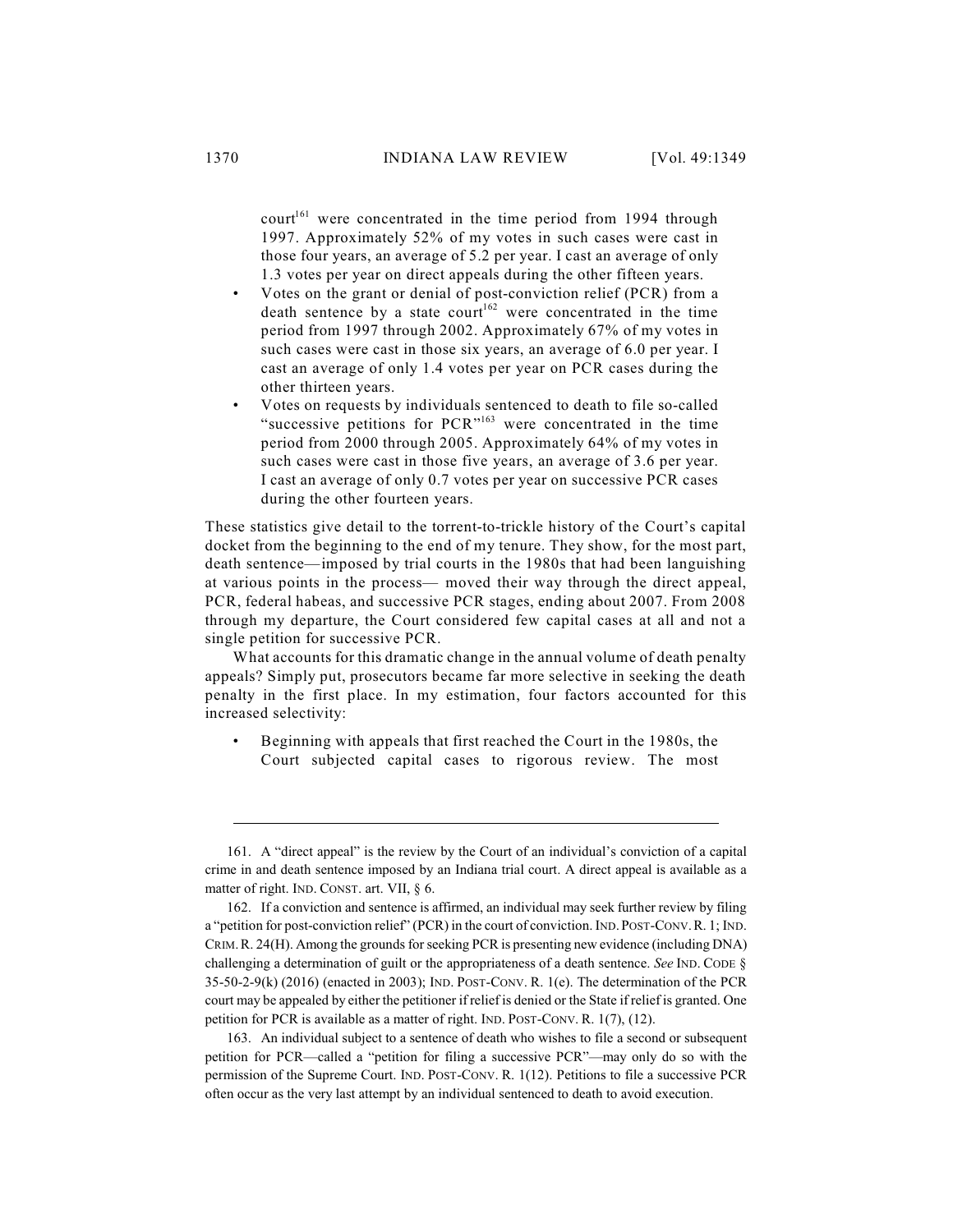court[161] were concentrated in the time period from 1994 through 1997. Approximately 52% of my votes in such cases were cast in those four years, an average of 5.2 per year. I cast an average of only 1.3 votes per year on direct appeals during the other fifteen years.

- Votes on the grant or denial of post-conviction relief (PCR) from a death sentence by a state court[162] were concentrated in the time period from 1997 through 2002. Approximately 67% of my votes in such cases were cast in those six years, an average of 6.0 per year. I cast an average of only 1.4 votes per year on PCR cases during the other thirteen years.
- Votes on requests by individuals sentenced to death to file so-called "successive petitions for PCR"[163] were concentrated in the time period from 2000 through 2005. Approximately 64% of my votes in such cases were cast in those five years, an average of 3.6 per year. I cast an average of only 0.7 votes per year on successive PCR cases during the other fourteen years.

These statistics give detail to the torrent-to-trickle history of the Court's capital docket from the beginning to the end of my tenure. They show, for the most part, death sentence—imposed by trial courts in the 1980s that had been languishing at various points in the process— moved their way through the direct appeal, PCR, federal habeas, and successive PCR stages, ending about 2007. From 2008 through my departure, the Court considered few capital cases at all and not a single petition for successive PCR.

What accounts for this dramatic change in the annual volume of death penalty appeals? Simply put, prosecutors became far more selective in seeking the death penalty in the first place. In my estimation, four factors accounted for this increased selectivity:

- Beginning with appeals that first reached the Court in the 1980s, the Court subjected capital cases to rigorous review. The most

---

161. A "direct appeal" is the review by the Court of an individual's conviction of a capital crime in and death sentence imposed by an Indiana trial court. A direct appeal is available as a matter of right. IND. CONST. art. VII, § 6.

162. If a conviction and sentence is affirmed, an individual may seek further review by filing a "petition for post-conviction relief" (PCR) in the court of conviction. IND. POST-CONV. R. 1; IND. CRIM. R. 24(H). Among the grounds for seeking PCR is presenting new evidence (including DNA) challenging a determination of guilt or the appropriateness of a death sentence. *See* IND. CODE § 35-50-2-9(k) (2016) (enacted in 2003); IND. POST-CONV. R. 1(e). The determination of the PCR court may be appealed by either the petitioner if relief is denied or the State if relief is granted. One petition for PCR is available as a matter of right. IND. POST-CONV. R. 1(7), (12).

163. An individual subject to a sentence of death who wishes to file a second or subsequent petition for PCR—called a "petition for filing a successive PCR"—may only do so with the permission of the Supreme Court. IND. POST-CONV. R. 1(12). Petitions to file a successive PCR often occur as the very last attempt by an individual sentenced to death to avoid execution.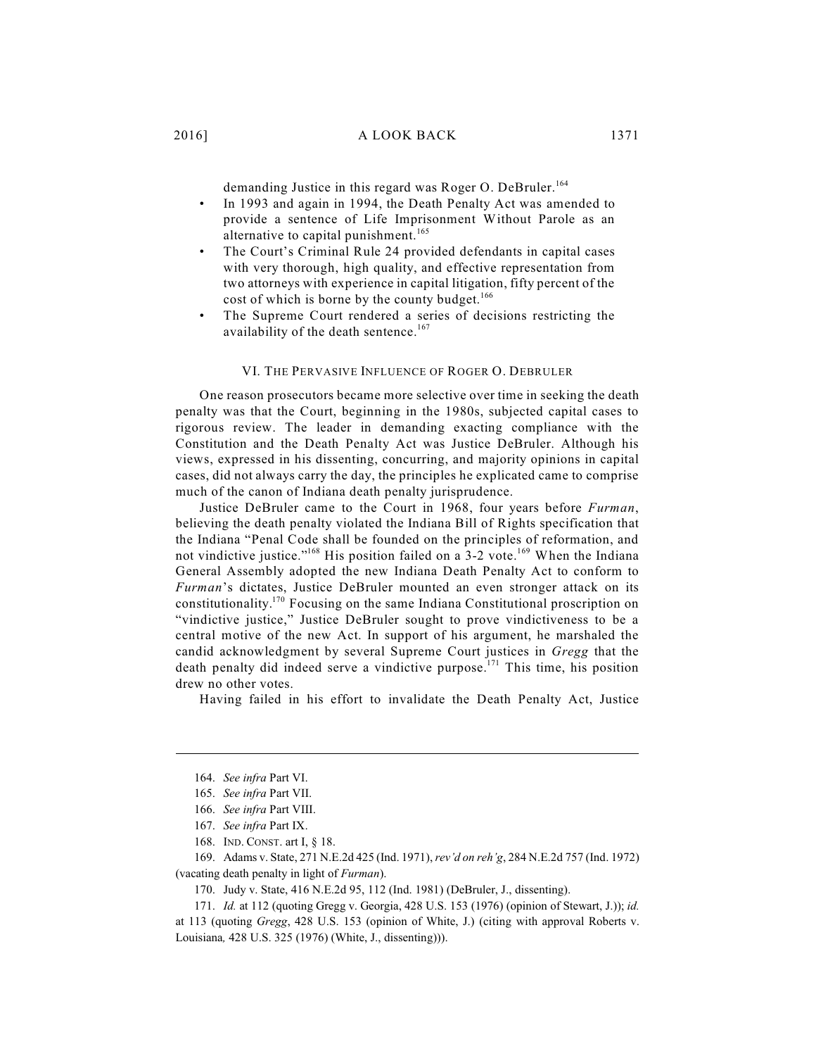demanding Justice in this regard was Roger O. DeBruler.[164]

- In 1993 and again in 1994, the Death Penalty Act was amended to provide a sentence of Life Imprisonment Without Parole as an alternative to capital punishment.[165]
- The Court's Criminal Rule 24 provided defendants in capital cases with very thorough, high quality, and effective representation from two attorneys with experience in capital litigation, fifty percent of the cost of which is borne by the county budget.[166]
- The Supreme Court rendered a series of decisions restricting the availability of the death sentence.[167]

## VI. THE PERVASIVE INFLUENCE OF ROGER O. DEBRULER

One reason prosecutors became more selective over time in seeking the death penalty was that the Court, beginning in the 1980s, subjected capital cases to rigorous review. The leader in demanding exacting compliance with the Constitution and the Death Penalty Act was Justice DeBruler. Although his views, expressed in his dissenting, concurring, and majority opinions in capital cases, did not always carry the day, the principles he explicated came to comprise much of the canon of Indiana death penalty jurisprudence.

Justice DeBruler came to the Court in 1968, four years before *Furman*, believing the death penalty violated the Indiana Bill of Rights specification that the Indiana "Penal Code shall be founded on the principles of reformation, and not vindictive justice."[168] His position failed on a 3-2 vote.[169] When the Indiana General Assembly adopted the new Indiana Death Penalty Act to conform to *Furman*'s dictates, Justice DeBruler mounted an even stronger attack on its constitutionality.[170] Focusing on the same Indiana Constitutional proscription on "vindictive justice," Justice DeBruler sought to prove vindictiveness to be a central motive of the new Act. In support of his argument, he marshaled the candid acknowledgment by several Supreme Court justices in *Gregg* that the death penalty did indeed serve a vindictive purpose.[171] This time, his position drew no other votes.

Having failed in his effort to invalidate the Death Penalty Act, Justice

---

164. *See infra* Part VI.

165. *See infra* Part VII.

166. *See infra* Part VIII.

167. *See infra* Part IX.

168. IND. CONST. art I, § 18.

169. Adams v. State, 271 N.E.2d 425 (Ind. 1971), *rev'd on reh'g*, 284 N.E.2d 757 (Ind. 1972) (vacating death penalty in light of *Furman*).

170. Judy v. State, 416 N.E.2d 95, 112 (Ind. 1981) (DeBruler, J., dissenting).

171. *Id.* at 112 (quoting Gregg v. Georgia, 428 U.S. 153 (1976) (opinion of Stewart, J.)); *id.* at 113 (quoting *Gregg*, 428 U.S. 153 (opinion of White, J.) (citing with approval Roberts v. Louisiana, 428 U.S. 325 (1976) (White, J., dissenting))).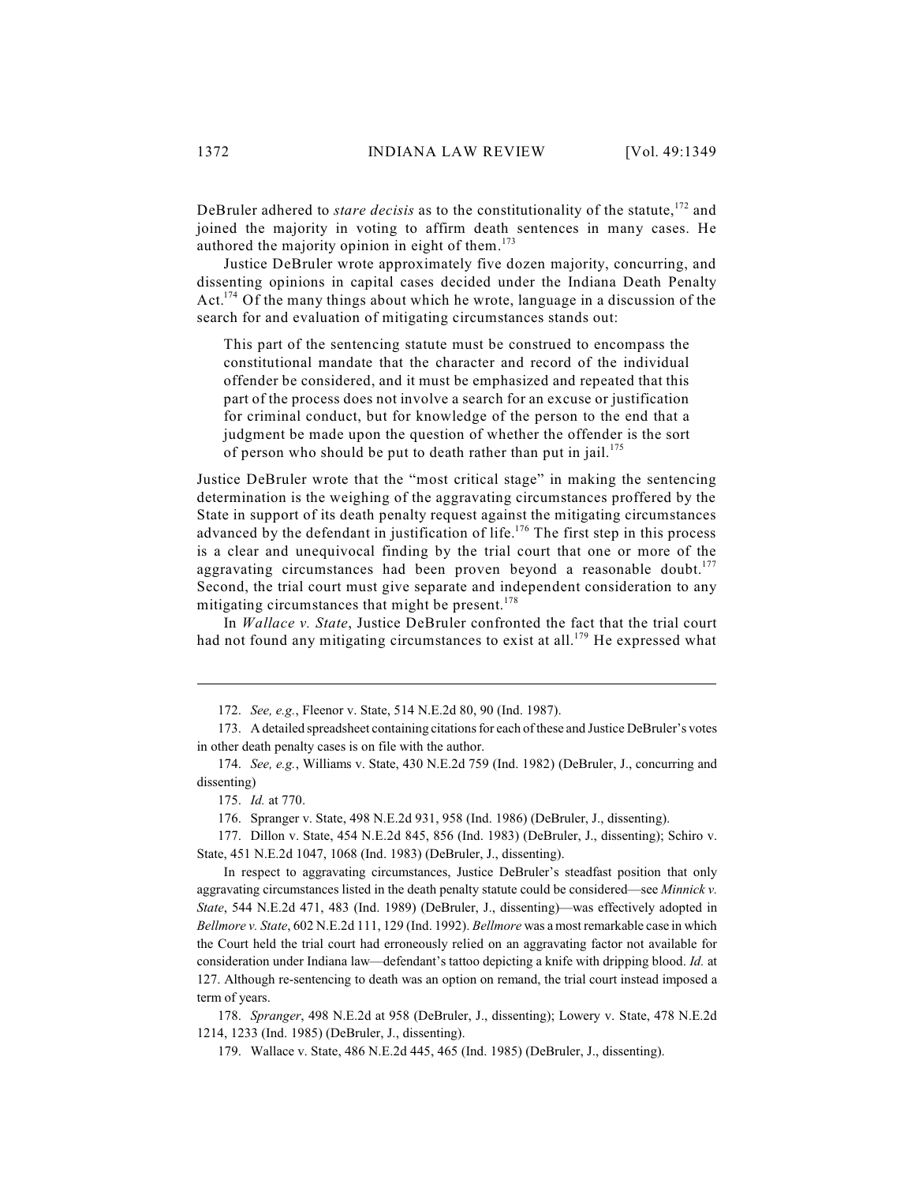DeBruler adhered to *stare decisis* as to the constitutionality of the statute,[172] and joined the majority in voting to affirm death sentences in many cases. He authored the majority opinion in eight of them.[173]

Justice DeBruler wrote approximately five dozen majority, concurring, and dissenting opinions in capital cases decided under the Indiana Death Penalty Act.[174] Of the many things about which he wrote, language in a discussion of the search for and evaluation of mitigating circumstances stands out:

> This part of the sentencing statute must be construed to encompass the constitutional mandate that the character and record of the individual offender be considered, and it must be emphasized and repeated that this part of the process does not involve a search for an excuse or justification for criminal conduct, but for knowledge of the person to the end that a judgment be made upon the question of whether the offender is the sort of person who should be put to death rather than put in jail.[175]

Justice DeBruler wrote that the "most critical stage" in making the sentencing determination is the weighing of the aggravating circumstances proffered by the State in support of its death penalty request against the mitigating circumstances advanced by the defendant in justification of life.[176] The first step in this process is a clear and unequivocal finding by the trial court that one or more of the aggravating circumstances had been proven beyond a reasonable doubt.[177] Second, the trial court must give separate and independent consideration to any mitigating circumstances that might be present.[178]

In *Wallace v. State*, Justice DeBruler confronted the fact that the trial court had not found any mitigating circumstances to exist at all.[179] He expressed what

---

172. *See, e.g.*, Fleenor v. State, 514 N.E.2d 80, 90 (Ind. 1987).

173. A detailed spreadsheet containing citations for each of these and Justice DeBruler's votes in other death penalty cases is on file with the author.

174. *See, e.g.*, Williams v. State, 430 N.E.2d 759 (Ind. 1982) (DeBruler, J., concurring and dissenting)

175. *Id.* at 770.

176. Spranger v. State, 498 N.E.2d 931, 958 (Ind. 1986) (DeBruler, J., dissenting).

177. Dillon v. State, 454 N.E.2d 845, 856 (Ind. 1983) (DeBruler, J., dissenting); Schiro v. State, 451 N.E.2d 1047, 1068 (Ind. 1983) (DeBruler, J., dissenting).

In respect to aggravating circumstances, Justice DeBruler's steadfast position that only aggravating circumstances listed in the death penalty statute could be considered—see *Minnick v. State*, 544 N.E.2d 471, 483 (Ind. 1989) (DeBruler, J., dissenting)—was effectively adopted in *Bellmore v. State*, 602 N.E.2d 111, 129 (Ind. 1992). *Bellmore* was a most remarkable case in which the Court held the trial court had erroneously relied on an aggravating factor not available for consideration under Indiana law—defendant's tattoo depicting a knife with dripping blood. *Id.* at 127. Although re-sentencing to death was an option on remand, the trial court instead imposed a term of years.

178. *Spranger*, 498 N.E.2d at 958 (DeBruler, J., dissenting); Lowery v. State, 478 N.E.2d 1214, 1233 (Ind. 1985) (DeBruler, J., dissenting).

179. Wallace v. State, 486 N.E.2d 445, 465 (Ind. 1985) (DeBruler, J., dissenting).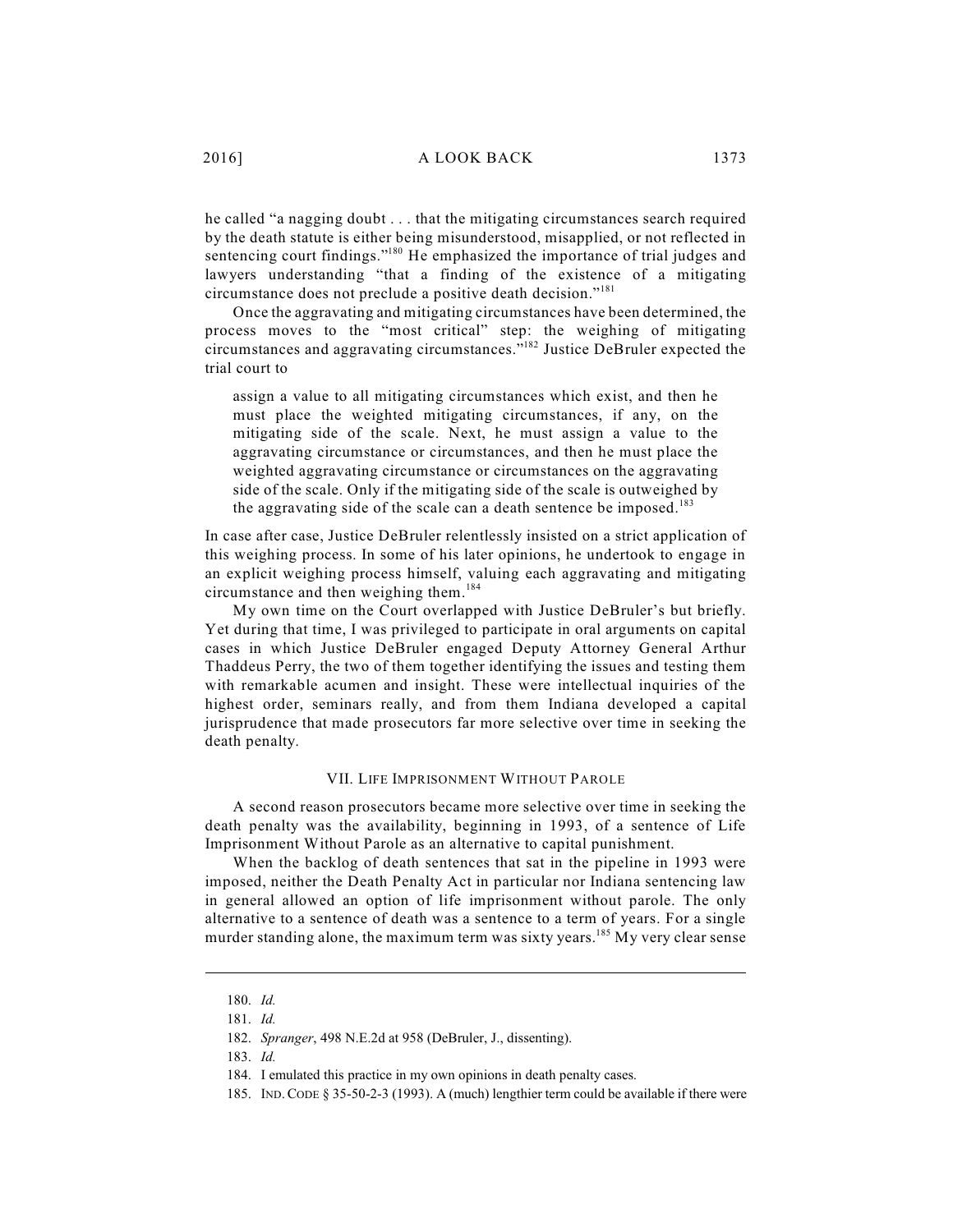he called "a nagging doubt . . . that the mitigating circumstances search required by the death statute is either being misunderstood, misapplied, or not reflected in sentencing court findings."[180] He emphasized the importance of trial judges and lawyers understanding "that a finding of the existence of a mitigating circumstance does not preclude a positive death decision."[181]

Once the aggravating and mitigating circumstances have been determined, the process moves to the "most critical" step: the weighing of mitigating circumstances and aggravating circumstances."[182] Justice DeBruler expected the trial court to

> assign a value to all mitigating circumstances which exist, and then he must place the weighted mitigating circumstances, if any, on the mitigating side of the scale. Next, he must assign a value to the aggravating circumstance or circumstances, and then he must place the weighted aggravating circumstance or circumstances on the aggravating side of the scale. Only if the mitigating side of the scale is outweighed by the aggravating side of the scale can a death sentence be imposed.[183]

In case after case, Justice DeBruler relentlessly insisted on a strict application of this weighing process. In some of his later opinions, he undertook to engage in an explicit weighing process himself, valuing each aggravating and mitigating circumstance and then weighing them.[184]

My own time on the Court overlapped with Justice DeBruler's but briefly. Yet during that time, I was privileged to participate in oral arguments on capital cases in which Justice DeBruler engaged Deputy Attorney General Arthur Thaddeus Perry, the two of them together identifying the issues and testing them with remarkable acumen and insight. These were intellectual inquiries of the highest order, seminars really, and from them Indiana developed a capital jurisprudence that made prosecutors far more selective over time in seeking the death penalty.

## VII. Life Imprisonment Without Parole

A second reason prosecutors became more selective over time in seeking the death penalty was the availability, beginning in 1993, of a sentence of Life Imprisonment Without Parole as an alternative to capital punishment.

When the backlog of death sentences that sat in the pipeline in 1993 were imposed, neither the Death Penalty Act in particular nor Indiana sentencing law in general allowed an option of life imprisonment without parole. The only alternative to a sentence of death was a sentence to a term of years. For a single murder standing alone, the maximum term was sixty years.[185] My very clear sense

---

180. *Id.*

181. *Id.*

182. *Spranger*, 498 N.E.2d at 958 (DeBruler, J., dissenting).

183. *Id.*

184. I emulated this practice in my own opinions in death penalty cases.

185. IND. CODE § 35-50-2-3 (1993). A (much) lengthier term could be available if there were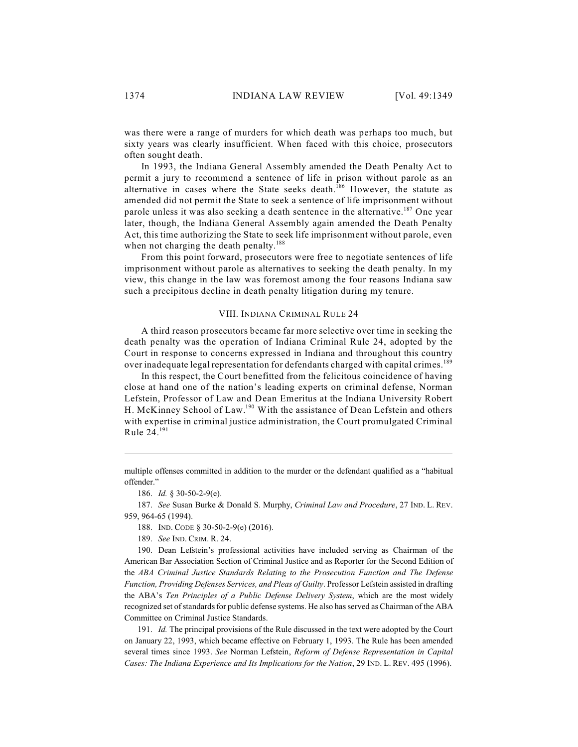was there were a range of murders for which death was perhaps too much, but sixty years was clearly insufficient. When faced with this choice, prosecutors often sought death.

In 1993, the Indiana General Assembly amended the Death Penalty Act to permit a jury to recommend a sentence of life in prison without parole as an alternative in cases where the State seeks death.[186] However, the statute as amended did not permit the State to seek a sentence of life imprisonment without parole unless it was also seeking a death sentence in the alternative.[187] One year later, though, the Indiana General Assembly again amended the Death Penalty Act, this time authorizing the State to seek life imprisonment without parole, even when not charging the death penalty.[188]

From this point forward, prosecutors were free to negotiate sentences of life imprisonment without parole as alternatives to seeking the death penalty. In my view, this change in the law was foremost among the four reasons Indiana saw such a precipitous decline in death penalty litigation during my tenure.

## VIII. Indiana Criminal Rule 24

A third reason prosecutors became far more selective over time in seeking the death penalty was the operation of Indiana Criminal Rule 24, adopted by the Court in response to concerns expressed in Indiana and throughout this country over inadequate legal representation for defendants charged with capital crimes.[189]

In this respect, the Court benefitted from the felicitous coincidence of having close at hand one of the nation's leading experts on criminal defense, Norman Lefstein, Professor of Law and Dean Emeritus at the Indiana University Robert H. McKinney School of Law.[190] With the assistance of Dean Lefstein and others with expertise in criminal justice administration, the Court promulgated Criminal Rule 24.[191]

---

multiple offenses committed in addition to the murder or the defendant qualified as a "habitual offender."

186. *Id.* § 30-50-2-9(e).

187. *See* Susan Burke & Donald S. Murphy, *Criminal Law and Procedure*, 27 IND. L. REV. 959, 964-65 (1994).

188. IND. CODE § 30-50-2-9(e) (2016).

189. *See* IND. CRIM. R. 24.

190. Dean Lefstein's professional activities have included serving as Chairman of the American Bar Association Section of Criminal Justice and as Reporter for the Second Edition of the *ABA Criminal Justice Standards Relating to the Prosecution Function and The Defense Function, Providing Defenses Services, and Pleas of Guilty*. Professor Lefstein assisted in drafting the ABA's *Ten Principles of a Public Defense Delivery System*, which are the most widely recognized set of standards for public defense systems. He also has served as Chairman of the ABA Committee on Criminal Justice Standards.

191. *Id.* The principal provisions of the Rule discussed in the text were adopted by the Court on January 22, 1993, which became effective on February 1, 1993. The Rule has been amended several times since 1993. *See* Norman Lefstein, *Reform of Defense Representation in Capital Cases: The Indiana Experience and Its Implications for the Nation*, 29 IND. L. REV. 495 (1996).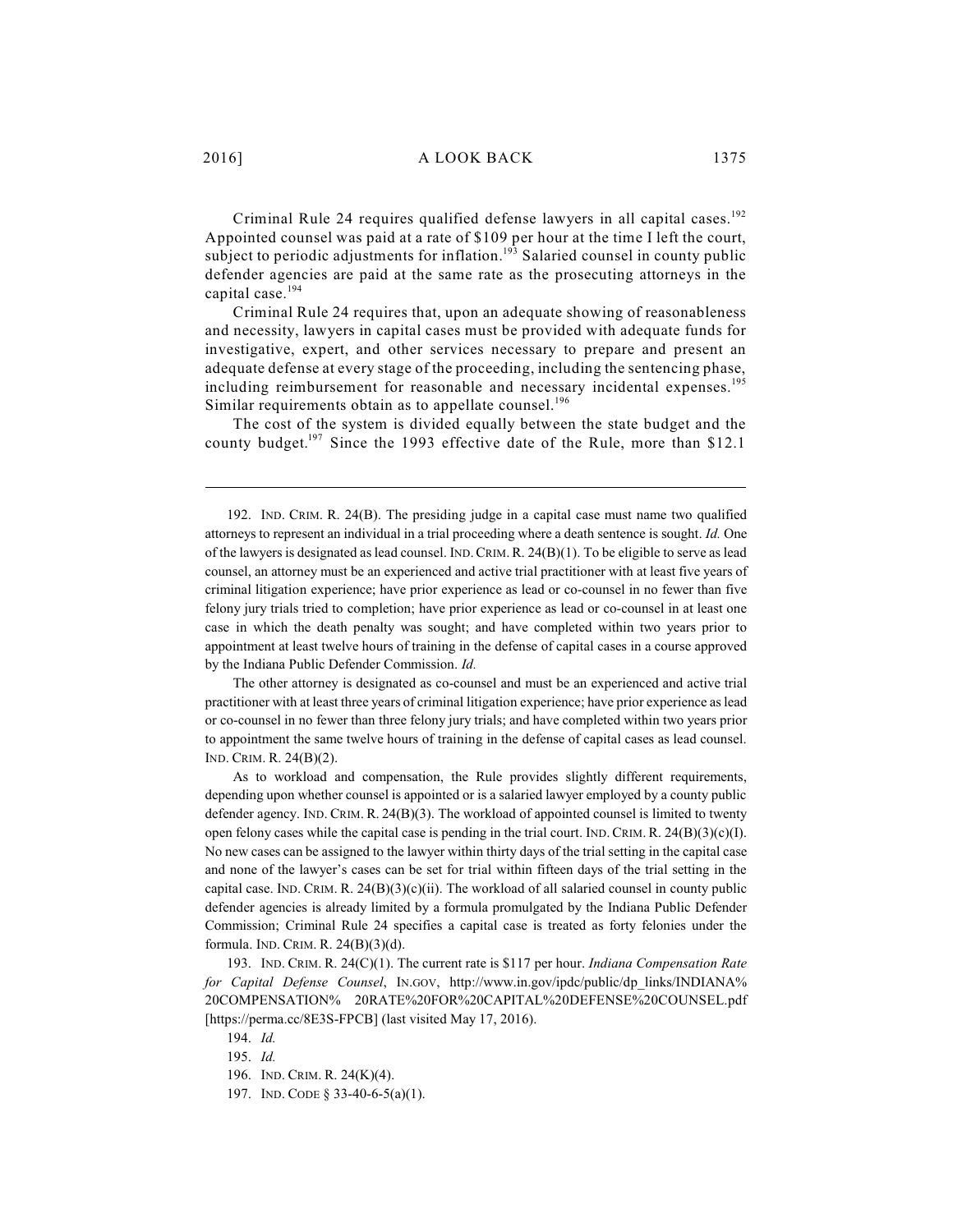Criminal Rule 24 requires qualified defense lawyers in all capital cases.[192] Appointed counsel was paid at a rate of $109 per hour at the time I left the court, subject to periodic adjustments for inflation.[193] Salaried counsel in county public defender agencies are paid at the same rate as the prosecuting attorneys in the capital case.[194]

Criminal Rule 24 requires that, upon an adequate showing of reasonableness and necessity, lawyers in capital cases must be provided with adequate funds for investigative, expert, and other services necessary to prepare and present an adequate defense at every stage of the proceeding, including the sentencing phase, including reimbursement for reasonable and necessary incidental expenses.[195] Similar requirements obtain as to appellate counsel.[196]

The cost of the system is divided equally between the state budget and the county budget.[197] Since the 1993 effective date of the Rule, more than $12.1

---

192. IND. CRIM. R. 24(B). The presiding judge in a capital case must name two qualified attorneys to represent an individual in a trial proceeding where a death sentence is sought. *Id.* One of the lawyers is designated as lead counsel. IND. CRIM. R. 24(B)(1). To be eligible to serve as lead counsel, an attorney must be an experienced and active trial practitioner with at least five years of criminal litigation experience; have prior experience as lead or co-counsel in no fewer than five felony jury trials tried to completion; have prior experience as lead or co-counsel in at least one case in which the death penalty was sought; and have completed within two years prior to appointment at least twelve hours of training in the defense of capital cases in a course approved by the Indiana Public Defender Commission. *Id.*

The other attorney is designated as co-counsel and must be an experienced and active trial practitioner with at least three years of criminal litigation experience; have prior experience as lead or co-counsel in no fewer than three felony jury trials; and have completed within two years prior to appointment the same twelve hours of training in the defense of capital cases as lead counsel. IND. CRIM. R. 24(B)(2).

As to workload and compensation, the Rule provides slightly different requirements, depending upon whether counsel is appointed or is a salaried lawyer employed by a county public defender agency. IND. CRIM. R. 24(B)(3). The workload of appointed counsel is limited to twenty open felony cases while the capital case is pending in the trial court. IND. CRIM. R. 24(B)(3)(c)(I). No new cases can be assigned to the lawyer within thirty days of the trial setting in the capital case and none of the lawyer's cases can be set for trial within fifteen days of the trial setting in the capital case. IND. CRIM. R. 24(B)(3)(c)(ii). The workload of all salaried counsel in county public defender agencies is already limited by a formula promulgated by the Indiana Public Defender Commission; Criminal Rule 24 specifies a capital case is treated as forty felonies under the formula. IND. CRIM. R. 24(B)(3)(d).

193. IND. CRIM. R. 24(C)(1). The current rate is $117 per hour. *Indiana Compensation Rate for Capital Defense Counsel*, IN.GOV, http://www.in.gov/ipdc/public/dp_links/INDIANA% 20COMPENSATION% 20RATE%20FOR%20CAPITAL%20DEFENSE%20COUNSEL.pdf [https://perma.cc/8E3S-FPCB] (last visited May 17, 2016).

194. *Id.*

195. *Id.*

196. IND. CRIM. R. 24(K)(4).

197. IND. CODE § 33-40-6-5(a)(1).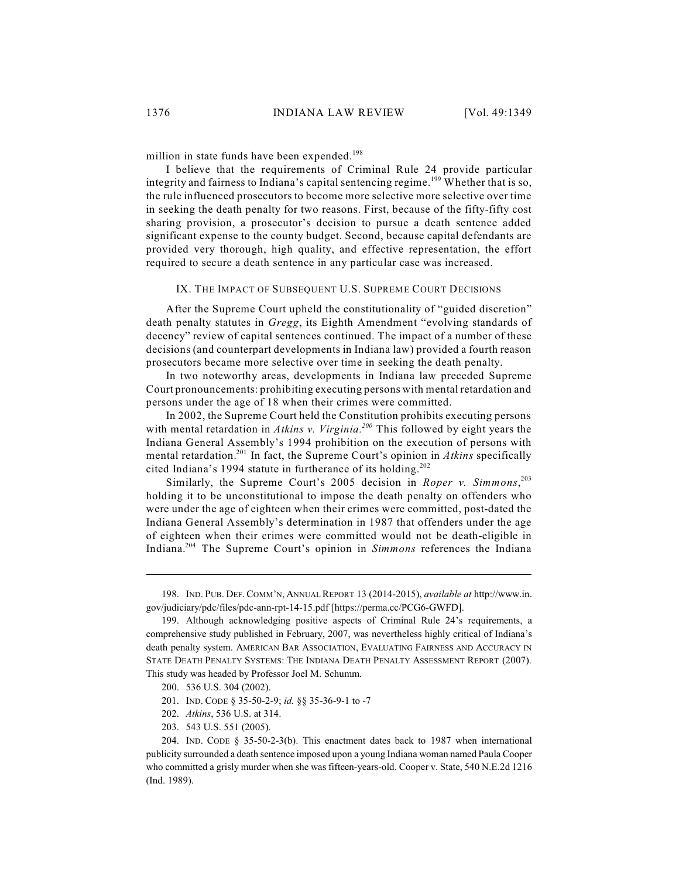million in state funds have been expended.[198]

I believe that the requirements of Criminal Rule 24 provide particular integrity and fairness to Indiana's capital sentencing regime.[199] Whether that is so, the rule influenced prosecutors to become more selective more selective over time in seeking the death penalty for two reasons. First, because of the fifty-fifty cost sharing provision, a prosecutor's decision to pursue a death sentence added significant expense to the county budget. Second, because capital defendants are provided very thorough, high quality, and effective representation, the effort required to secure a death sentence in any particular case was increased.

## IX. The Impact of Subsequent U.S. Supreme Court Decisions

After the Supreme Court upheld the constitutionality of "guided discretion" death penalty statutes in *Gregg*, its Eighth Amendment "evolving standards of decency" review of capital sentences continued. The impact of a number of these decisions (and counterpart developments in Indiana law) provided a fourth reason prosecutors became more selective over time in seeking the death penalty.

In two noteworthy areas, developments in Indiana law preceded Supreme Court pronouncements: prohibiting executing persons with mental retardation and persons under the age of 18 when their crimes were committed.

In 2002, the Supreme Court held the Constitution prohibits executing persons with mental retardation in *Atkins v. Virginia*.[200] This followed by eight years the Indiana General Assembly's 1994 prohibition on the execution of persons with mental retardation.[201] In fact, the Supreme Court's opinion in *Atkins* specifically cited Indiana's 1994 statute in furtherance of its holding.[202]

Similarly, the Supreme Court's 2005 decision in *Roper v. Simmons*,[203] holding it to be unconstitutional to impose the death penalty on offenders who were under the age of eighteen when their crimes were committed, post-dated the Indiana General Assembly's determination in 1987 that offenders under the age of eighteen when their crimes were committed would not be death-eligible in Indiana.[204] The Supreme Court's opinion in *Simmons* references the Indiana

---

198. Ind. Pub. Def. Comm'n, Annual Report 13 (2014-2015), *available at* http://www.in.gov/judiciary/pdc/files/pdc-ann-rpt-14-15.pdf [https://perma.cc/PCG6-GWFD].

199. Although acknowledging positive aspects of Criminal Rule 24's requirements, a comprehensive study published in February, 2007, was nevertheless highly critical of Indiana's death penalty system. American Bar Association, Evaluating Fairness and Accuracy in State Death Penalty Systems: The Indiana Death Penalty Assessment Report (2007). This study was headed by Professor Joel M. Schumm.

200. 536 U.S. 304 (2002).

201. Ind. Code § 35-50-2-9; *id.* §§ 35-36-9-1 to -7

202. *Atkins*, 536 U.S. at 314.

203. 543 U.S. 551 (2005).

204. Ind. Code § 35-50-2-3(b). This enactment dates back to 1987 when international publicity surrounded a death sentence imposed upon a young Indiana woman named Paula Cooper who committed a grisly murder when she was fifteen-years-old. Cooper v. State, 540 N.E.2d 1216 (Ind. 1989).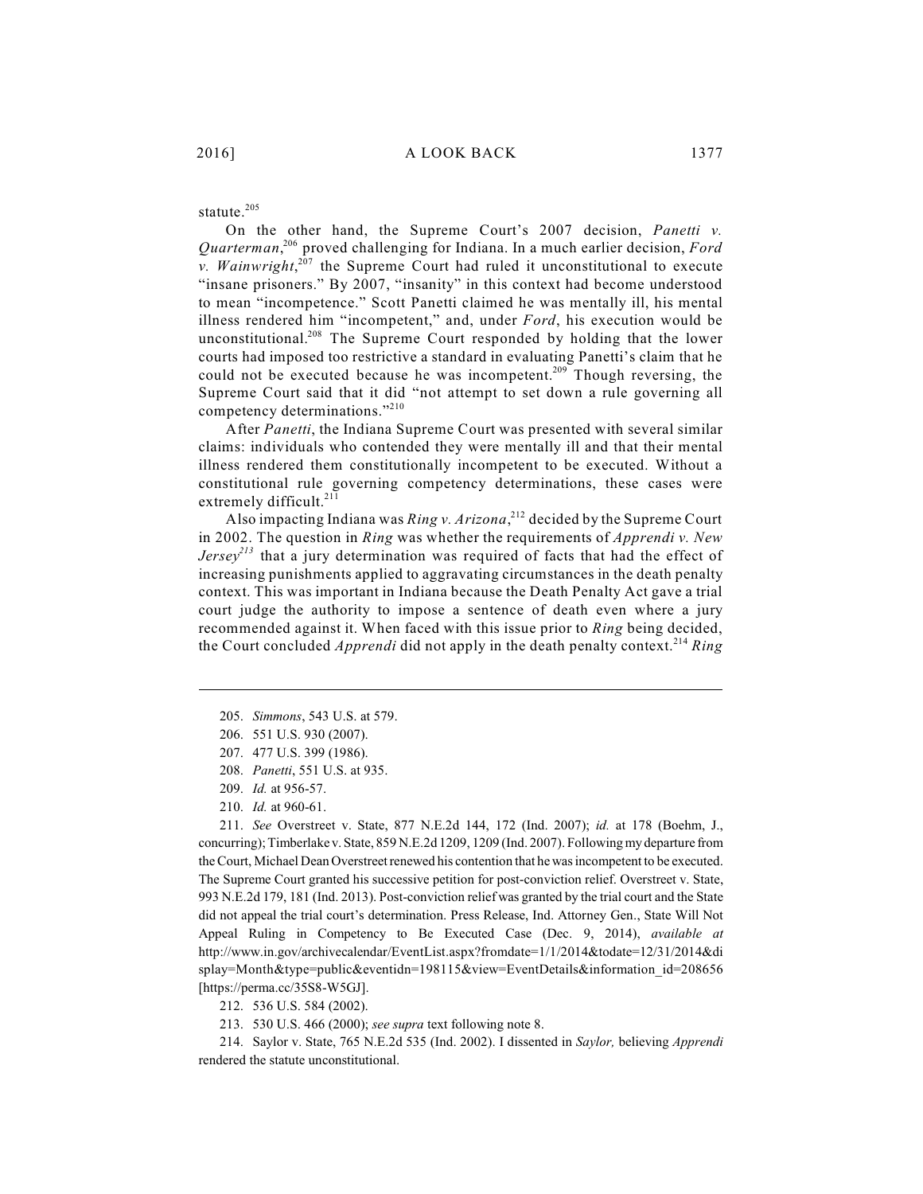statute.[205]

On the other hand, the Supreme Court's 2007 decision, *Panetti v. Quarterman*,[206] proved challenging for Indiana. In a much earlier decision, *Ford v. Wainwright*,[207] the Supreme Court had ruled it unconstitutional to execute "insane prisoners." By 2007, "insanity" in this context had become understood to mean "incompetence." Scott Panetti claimed he was mentally ill, his mental illness rendered him "incompetent," and, under *Ford*, his execution would be unconstitutional.[208] The Supreme Court responded by holding that the lower courts had imposed too restrictive a standard in evaluating Panetti's claim that he could not be executed because he was incompetent.[209] Though reversing, the Supreme Court said that it did "not attempt to set down a rule governing all competency determinations."[210]

After *Panetti*, the Indiana Supreme Court was presented with several similar claims: individuals who contended they were mentally ill and that their mental illness rendered them constitutionally incompetent to be executed. Without a constitutional rule governing competency determinations, these cases were extremely difficult.[211]

Also impacting Indiana was *Ring v. Arizona*,[212] decided by the Supreme Court in 2002. The question in *Ring* was whether the requirements of *Apprendi v. New Jersey*[213] that a jury determination was required of facts that had the effect of increasing punishments applied to aggravating circumstances in the death penalty context. This was important in Indiana because the Death Penalty Act gave a trial court judge the authority to impose a sentence of death even where a jury recommended against it. When faced with this issue prior to *Ring* being decided, the Court concluded *Apprendi* did not apply in the death penalty context.[214] *Ring*

---

205. *Simmons*, 543 U.S. at 579.

206. 551 U.S. 930 (2007).

207. 477 U.S. 399 (1986).

208. *Panetti*, 551 U.S. at 935.

209. *Id.* at 956-57.

210. *Id.* at 960-61.

211. *See* Overstreet v. State, 877 N.E.2d 144, 172 (Ind. 2007); *id.* at 178 (Boehm, J., concurring); Timberlake v. State, 859 N.E.2d 1209, 1209 (Ind. 2007). Following my departure from the Court, Michael Dean Overstreet renewed his contention that he was incompetent to be executed. The Supreme Court granted his successive petition for post-conviction relief. Overstreet v. State, 993 N.E.2d 179, 181 (Ind. 2013). Post-conviction relief was granted by the trial court and the State did not appeal the trial court's determination. Press Release, Ind. Attorney Gen., State Will Not Appeal Ruling in Competency to Be Executed Case (Dec. 9, 2014), *available at* http://www.in.gov/archivecalendar/EventList.aspx?fromdate=1/1/2014&todate=12/31/2014&display=Month&type=public&eventidn=198115&view=EventDetails&information_id=208656 [https://perma.cc/35S8-W5GJ].

212. 536 U.S. 584 (2002).

213. 530 U.S. 466 (2000); *see supra* text following note 8.

214. Saylor v. State, 765 N.E.2d 535 (Ind. 2002). I dissented in *Saylor,* believing *Apprendi* rendered the statute unconstitutional.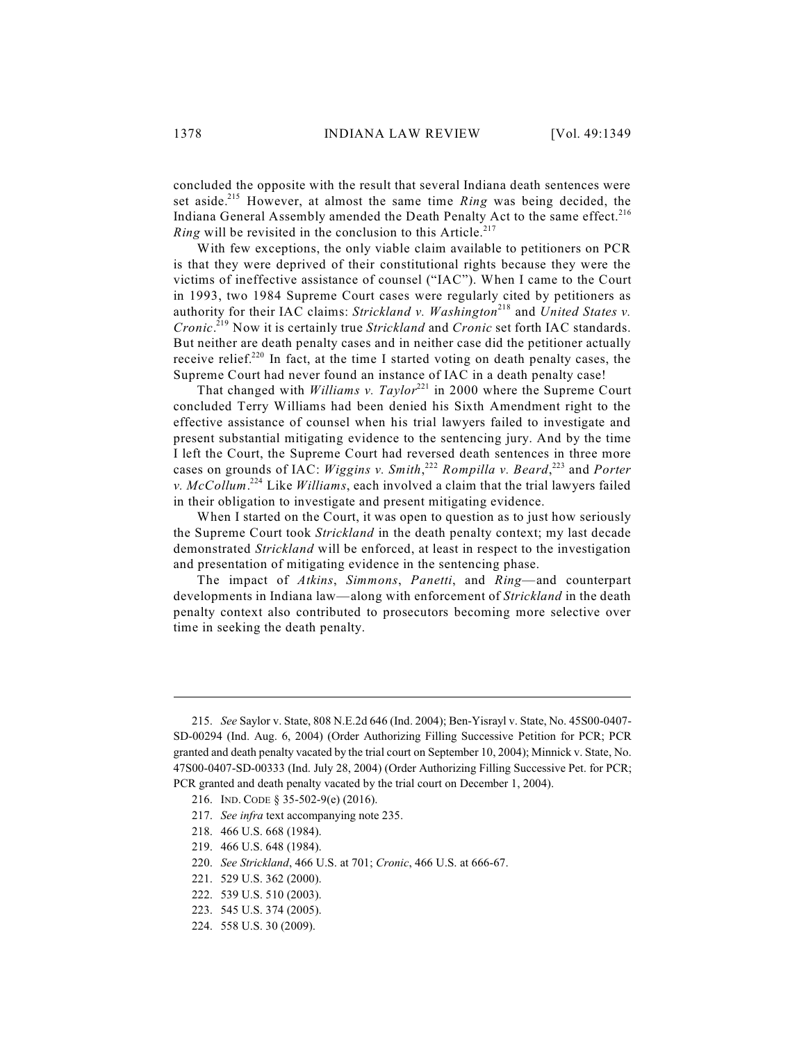concluded the opposite with the result that several Indiana death sentences were set aside.[215] However, at almost the same time *Ring* was being decided, the Indiana General Assembly amended the Death Penalty Act to the same effect.[216] *Ring* will be revisited in the conclusion to this Article.[217]

With few exceptions, the only viable claim available to petitioners on PCR is that they were deprived of their constitutional rights because they were the victims of ineffective assistance of counsel ("IAC"). When I came to the Court in 1993, two 1984 Supreme Court cases were regularly cited by petitioners as authority for their IAC claims: *Strickland v. Washington*[218] and *United States v. Cronic*.[219] Now it is certainly true *Strickland* and *Cronic* set forth IAC standards. But neither are death penalty cases and in neither case did the petitioner actually receive relief.[220] In fact, at the time I started voting on death penalty cases, the Supreme Court had never found an instance of IAC in a death penalty case!

That changed with *Williams v. Taylor*[221] in 2000 where the Supreme Court concluded Terry Williams had been denied his Sixth Amendment right to the effective assistance of counsel when his trial lawyers failed to investigate and present substantial mitigating evidence to the sentencing jury. And by the time I left the Court, the Supreme Court had reversed death sentences in three more cases on grounds of IAC: *Wiggins v. Smith*,[222] *Rompilla v. Beard*,[223] and *Porter v. McCollum*.[224] Like *Williams*, each involved a claim that the trial lawyers failed in their obligation to investigate and present mitigating evidence.

When I started on the Court, it was open to question as to just how seriously the Supreme Court took *Strickland* in the death penalty context; my last decade demonstrated *Strickland* will be enforced, at least in respect to the investigation and presentation of mitigating evidence in the sentencing phase.

The impact of *Atkins*, *Simmons*, *Panetti*, and *Ring*—and counterpart developments in Indiana law—along with enforcement of *Strickland* in the death penalty context also contributed to prosecutors becoming more selective over time in seeking the death penalty.

---

215. *See* Saylor v. State, 808 N.E.2d 646 (Ind. 2004); Ben-Yisrayl v. State, No. 45S00-0407-SD-00294 (Ind. Aug. 6, 2004) (Order Authorizing Filling Successive Petition for PCR; PCR granted and death penalty vacated by the trial court on September 10, 2004); Minnick v. State, No. 47S00-0407-SD-00333 (Ind. July 28, 2004) (Order Authorizing Filling Successive Pet. for PCR; PCR granted and death penalty vacated by the trial court on December 1, 2004).

216. IND. CODE § 35-502-9(e) (2016).

217. *See infra* text accompanying note 235.

218. 466 U.S. 668 (1984).

219. 466 U.S. 648 (1984).

220. *See Strickland*, 466 U.S. at 701; *Cronic*, 466 U.S. at 666-67.

221. 529 U.S. 362 (2000).

222. 539 U.S. 510 (2003).

223. 545 U.S. 374 (2005).

224. 558 U.S. 30 (2009).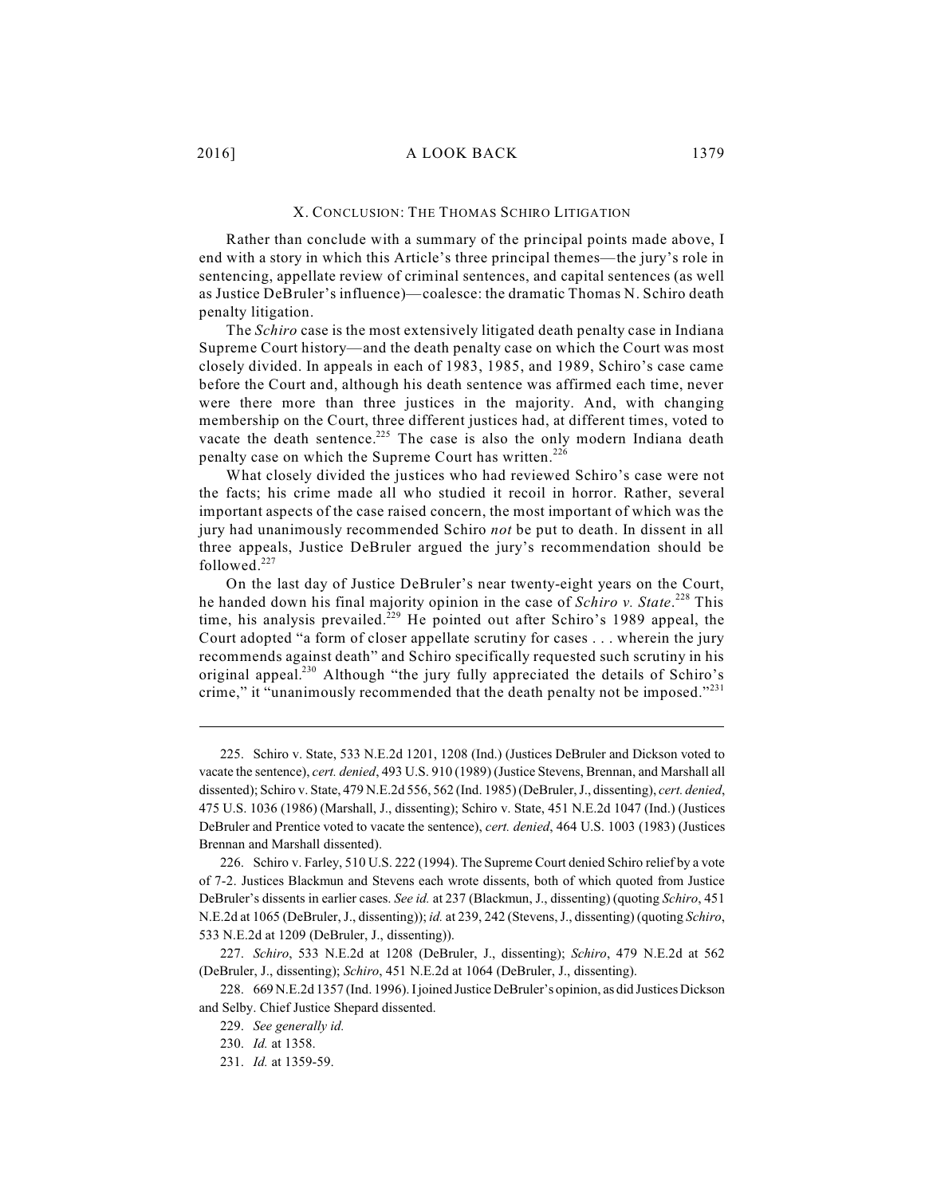## X. Conclusion: The Thomas Schiro Litigation

Rather than conclude with a summary of the principal points made above, I end with a story in which this Article's three principal themes—the jury's role in sentencing, appellate review of criminal sentences, and capital sentences (as well as Justice DeBruler's influence)—coalesce: the dramatic Thomas N. Schiro death penalty litigation.

The *Schiro* case is the most extensively litigated death penalty case in Indiana Supreme Court history—and the death penalty case on which the Court was most closely divided. In appeals in each of 1983, 1985, and 1989, Schiro's case came before the Court and, although his death sentence was affirmed each time, never were there more than three justices in the majority. And, with changing membership on the Court, three different justices had, at different times, voted to vacate the death sentence.[225] The case is also the only modern Indiana death penalty case on which the Supreme Court has written.[226]

What closely divided the justices who had reviewed Schiro's case were not the facts; his crime made all who studied it recoil in horror. Rather, several important aspects of the case raised concern, the most important of which was the jury had unanimously recommended Schiro *not* be put to death. In dissent in all three appeals, Justice DeBruler argued the jury's recommendation should be followed.[227]

On the last day of Justice DeBruler's near twenty-eight years on the Court, he handed down his final majority opinion in the case of *Schiro v. State*.[228] This time, his analysis prevailed.[229] He pointed out after Schiro's 1989 appeal, the Court adopted "a form of closer appellate scrutiny for cases . . . wherein the jury recommends against death" and Schiro specifically requested such scrutiny in his original appeal.[230] Although "the jury fully appreciated the details of Schiro's crime," it "unanimously recommended that the death penalty not be imposed."[231]

---

225. Schiro v. State, 533 N.E.2d 1201, 1208 (Ind.) (Justices DeBruler and Dickson voted to vacate the sentence), *cert. denied*, 493 U.S. 910 (1989) (Justice Stevens, Brennan, and Marshall all dissented); Schiro v. State, 479 N.E.2d 556, 562 (Ind. 1985) (DeBruler, J., dissenting), *cert. denied*, 475 U.S. 1036 (1986) (Marshall, J., dissenting); Schiro v. State, 451 N.E.2d 1047 (Ind.) (Justices DeBruler and Prentice voted to vacate the sentence), *cert. denied*, 464 U.S. 1003 (1983) (Justices Brennan and Marshall dissented).

226. Schiro v. Farley, 510 U.S. 222 (1994). The Supreme Court denied Schiro relief by a vote of 7-2. Justices Blackmun and Stevens each wrote dissents, both of which quoted from Justice DeBruler's dissents in earlier cases. *See id.* at 237 (Blackmun, J., dissenting) (quoting *Schiro*, 451 N.E.2d at 1065 (DeBruler, J., dissenting)); *id.* at 239, 242 (Stevens, J., dissenting) (quoting *Schiro*, 533 N.E.2d at 1209 (DeBruler, J., dissenting)).

227. *Schiro*, 533 N.E.2d at 1208 (DeBruler, J., dissenting); *Schiro*, 479 N.E.2d at 562 (DeBruler, J., dissenting); *Schiro*, 451 N.E.2d at 1064 (DeBruler, J., dissenting).

228. 669 N.E.2d 1357 (Ind. 1996). I joined Justice DeBruler's opinion, as did Justices Dickson and Selby. Chief Justice Shepard dissented.

229. *See generally id.*

230. *Id.* at 1358.

231. *Id.* at 1359-59.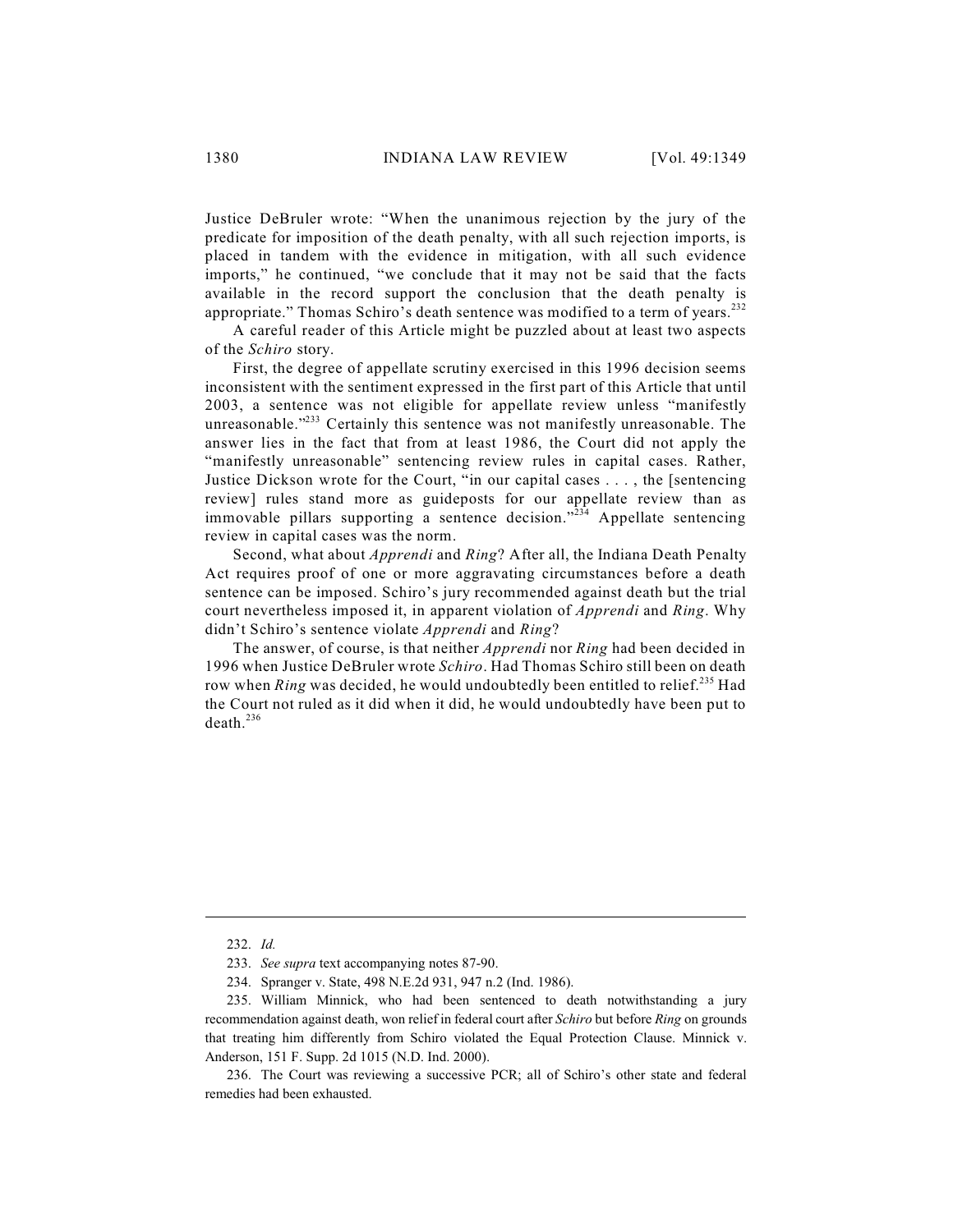Justice DeBruler wrote: "When the unanimous rejection by the jury of the predicate for imposition of the death penalty, with all such rejection imports, is placed in tandem with the evidence in mitigation, with all such evidence imports," he continued, "we conclude that it may not be said that the facts available in the record support the conclusion that the death penalty is appropriate." Thomas Schiro's death sentence was modified to a term of years.[232]

A careful reader of this Article might be puzzled about at least two aspects of the *Schiro* story.

First, the degree of appellate scrutiny exercised in this 1996 decision seems inconsistent with the sentiment expressed in the first part of this Article that until 2003, a sentence was not eligible for appellate review unless "manifestly unreasonable."[233] Certainly this sentence was not manifestly unreasonable. The answer lies in the fact that from at least 1986, the Court did not apply the "manifestly unreasonable" sentencing review rules in capital cases. Rather, Justice Dickson wrote for the Court, "in our capital cases . . . , the [sentencing review] rules stand more as guideposts for our appellate review than as immovable pillars supporting a sentence decision."[234] Appellate sentencing review in capital cases was the norm.

Second, what about *Apprendi* and *Ring*? After all, the Indiana Death Penalty Act requires proof of one or more aggravating circumstances before a death sentence can be imposed. Schiro's jury recommended against death but the trial court nevertheless imposed it, in apparent violation of *Apprendi* and *Ring*. Why didn't Schiro's sentence violate *Apprendi* and *Ring*?

The answer, of course, is that neither *Apprendi* nor *Ring* had been decided in 1996 when Justice DeBruler wrote *Schiro*. Had Thomas Schiro still been on death row when *Ring* was decided, he would undoubtedly been entitled to relief.[235] Had the Court not ruled as it did when it did, he would undoubtedly have been put to death.[236]

---

232. *Id.*

233. *See supra* text accompanying notes 87-90.

234. Spranger v. State, 498 N.E.2d 931, 947 n.2 (Ind. 1986).

235. William Minnick, who had been sentenced to death notwithstanding a jury recommendation against death, won relief in federal court after *Schiro* but before *Ring* on grounds that treating him differently from Schiro violated the Equal Protection Clause. Minnick v. Anderson, 151 F. Supp. 2d 1015 (N.D. Ind. 2000).

236. The Court was reviewing a successive PCR; all of Schiro's other state and federal remedies had been exhausted.